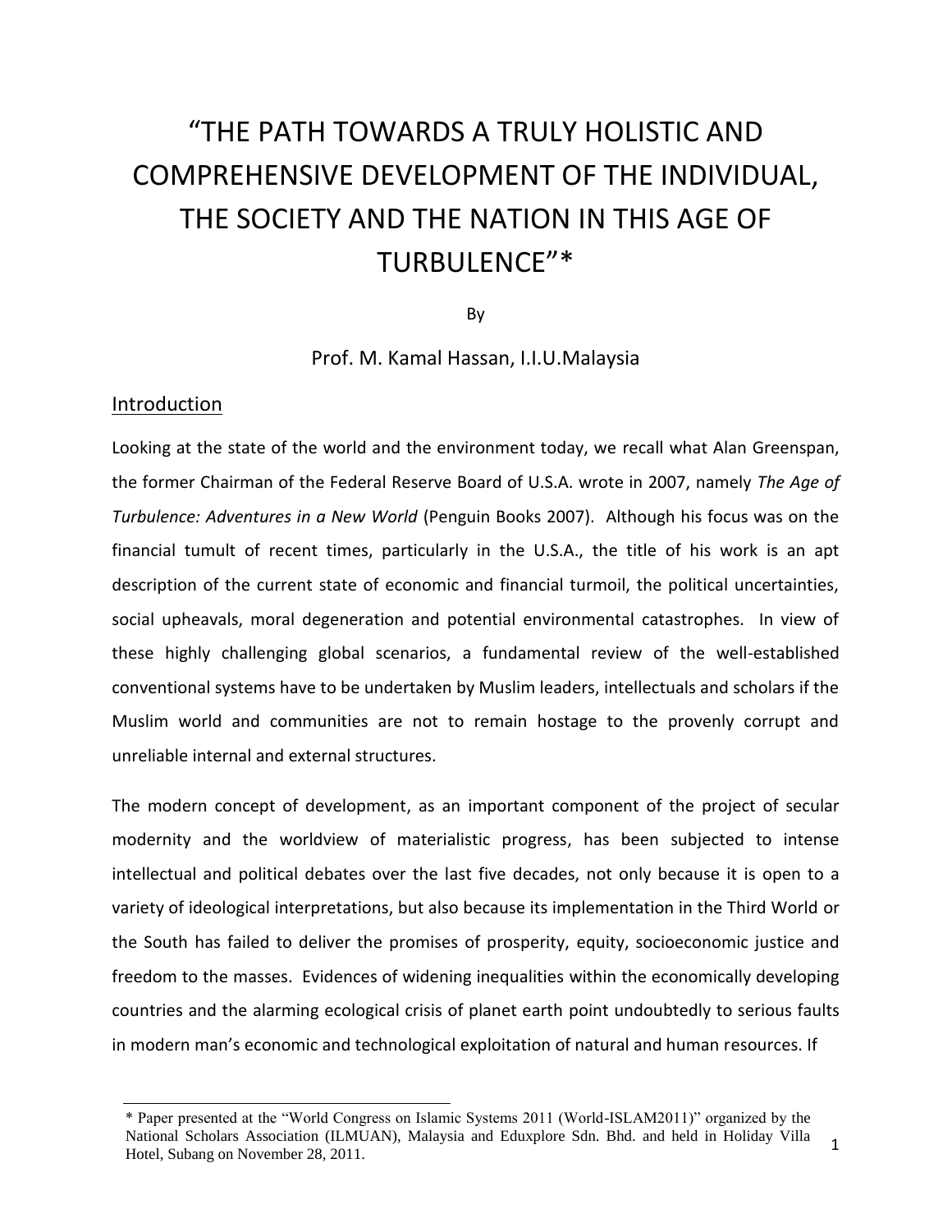# "THE PATH TOWARDS A TRULY HOLISTIC AND COMPREHENSIVE DEVELOPMENT OF THE INDIVIDUAL, THE SOCIETY AND THE NATION IN THIS AGE OF TURBULENCE"*

By

Prof. M. Kamal Hassan, I.I.U.Malaysia

## Introduction

Looking at the state of the world and the environment today, we recall what Alan Greenspan, the former Chairman of the Federal Reserve Board of U.S.A. wrote in 2007, namely *The Age of Turbulence: Adventures in a New World* (Penguin Books 2007). Although his focus was on the financial tumult of recent times, particularly in the U.S.A., the title of his work is an apt description of the current state of economic and financial turmoil, the political uncertainties, social upheavals, moral degeneration and potential environmental catastrophes. In view of these highly challenging global scenarios, a fundamental review of the well-established conventional systems have to be undertaken by Muslim leaders, intellectuals and scholars if the Muslim world and communities are not to remain hostage to the provenly corrupt and unreliable internal and external structures.

The modern concept of development, as an important component of the project of secular modernity and the worldview of materialistic progress, has been subjected to intense intellectual and political debates over the last five decades, not only because it is open to a variety of ideological interpretations, but also because its implementation in the Third World or the South has failed to deliver the promises of prosperity, equity, socioeconomic justice and freedom to the masses. Evidences of widening inequalities within the economically developing countries and the alarming ecological crisis of planet earth point undoubtedly to serious faults in modern man's economic and technological exploitation of natural and human resources. If

---

* Paper presented at the "World Congress on Islamic Systems 2011 (World-ISLAM2011)" organized by the National Scholars Association (ILMUAN), Malaysia and Eduxplore Sdn. Bhd. and held in Holiday Villa Hotel, Subang on November 28, 2011.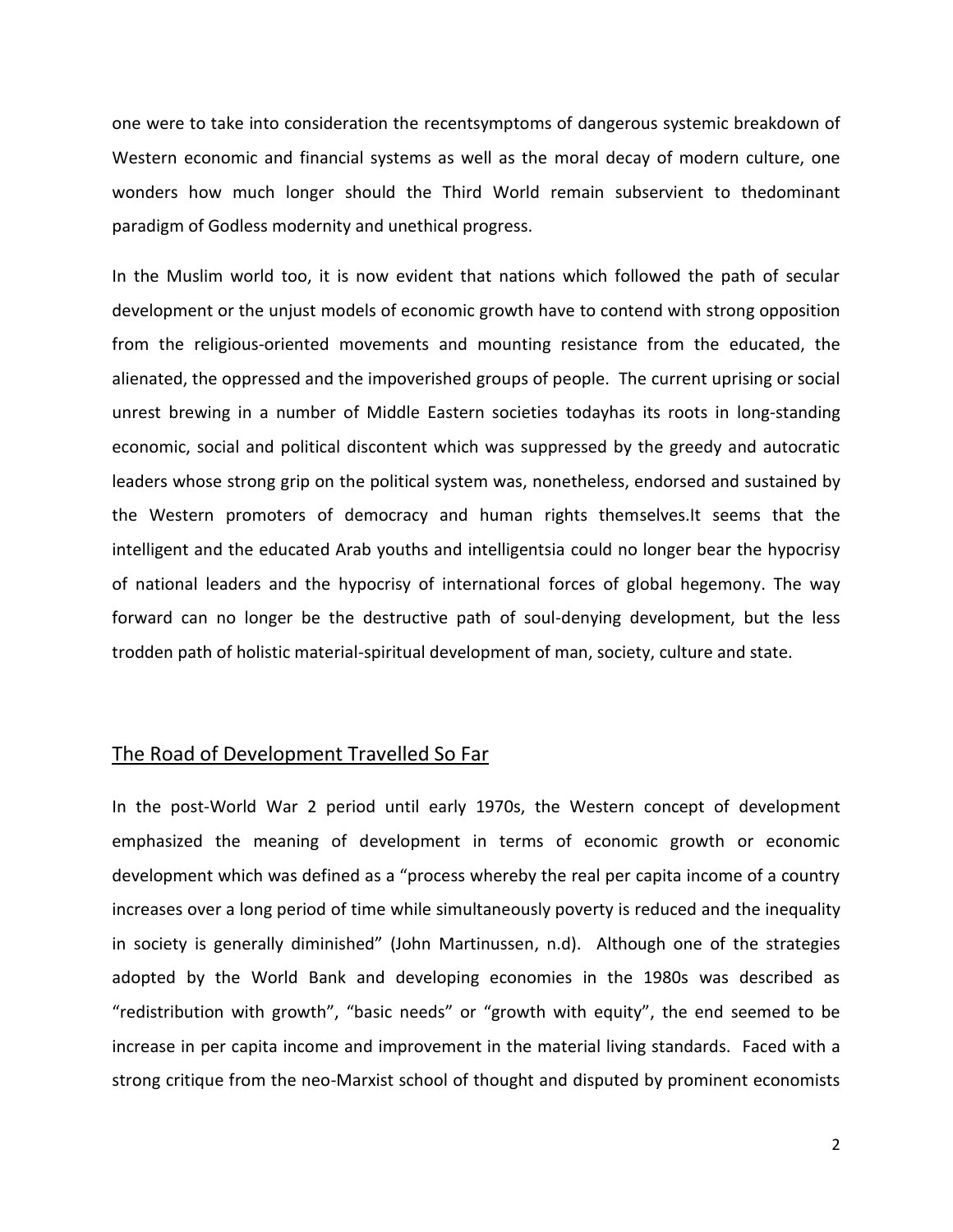one were to take into consideration the recentsymptoms of dangerous systemic breakdown of Western economic and financial systems as well as the moral decay of modern culture, one wonders how much longer should the Third World remain subservient to thedominant paradigm of Godless modernity and unethical progress.

In the Muslim world too, it is now evident that nations which followed the path of secular development or the unjust models of economic growth have to contend with strong opposition from the religious-oriented movements and mounting resistance from the educated, the alienated, the oppressed and the impoverished groups of people. The current uprising or social unrest brewing in a number of Middle Eastern societies todayhas its roots in long-standing economic, social and political discontent which was suppressed by the greedy and autocratic leaders whose strong grip on the political system was, nonetheless, endorsed and sustained by the Western promoters of democracy and human rights themselves.It seems that the intelligent and the educated Arab youths and intelligentsia could no longer bear the hypocrisy of national leaders and the hypocrisy of international forces of global hegemony. The way forward can no longer be the destructive path of soul-denying development, but the less trodden path of holistic material-spiritual development of man, society, culture and state.

## The Road of Development Travelled So Far

In the post-World War 2 period until early 1970s, the Western concept of development emphasized the meaning of development in terms of economic growth or economic development which was defined as a "process whereby the real per capita income of a country increases over a long period of time while simultaneously poverty is reduced and the inequality in society is generally diminished" (John Martinussen, n.d). Although one of the strategies adopted by the World Bank and developing economies in the 1980s was described as "redistribution with growth", "basic needs" or "growth with equity", the end seemed to be increase in per capita income and improvement in the material living standards. Faced with a strong critique from the neo-Marxist school of thought and disputed by prominent economists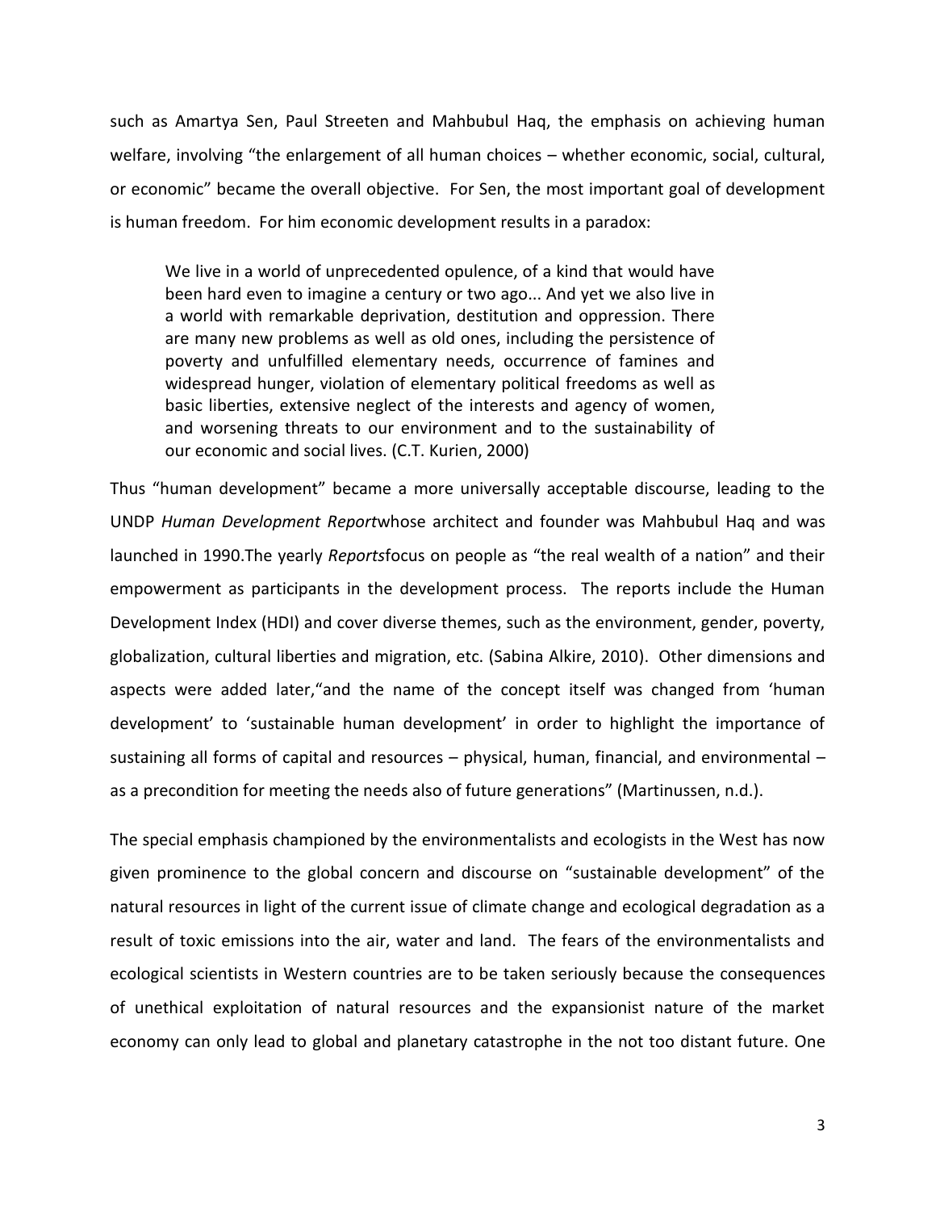such as Amartya Sen, Paul Streeten and Mahbubul Haq, the emphasis on achieving human welfare, involving "the enlargement of all human choices – whether economic, social, cultural, or economic" became the overall objective. For Sen, the most important goal of development is human freedom. For him economic development results in a paradox:

> We live in a world of unprecedented opulence, of a kind that would have been hard even to imagine a century or two ago... And yet we also live in a world with remarkable deprivation, destitution and oppression. There are many new problems as well as old ones, including the persistence of poverty and unfulfilled elementary needs, occurrence of famines and widespread hunger, violation of elementary political freedoms as well as basic liberties, extensive neglect of the interests and agency of women, and worsening threats to our environment and to the sustainability of our economic and social lives. (C.T. Kurien, 2000)

Thus "human development" became a more universally acceptable discourse, leading to the UNDP *Human Development Report*whose architect and founder was Mahbubul Haq and was launched in 1990.The yearly *Reports*focus on people as "the real wealth of a nation" and their empowerment as participants in the development process. The reports include the Human Development Index (HDI) and cover diverse themes, such as the environment, gender, poverty, globalization, cultural liberties and migration, etc. (Sabina Alkire, 2010). Other dimensions and aspects were added later,"and the name of the concept itself was changed from 'human development' to 'sustainable human development' in order to highlight the importance of sustaining all forms of capital and resources – physical, human, financial, and environmental – as a precondition for meeting the needs also of future generations" (Martinussen, n.d.).

The special emphasis championed by the environmentalists and ecologists in the West has now given prominence to the global concern and discourse on "sustainable development" of the natural resources in light of the current issue of climate change and ecological degradation as a result of toxic emissions into the air, water and land. The fears of the environmentalists and ecological scientists in Western countries are to be taken seriously because the consequences of unethical exploitation of natural resources and the expansionist nature of the market economy can only lead to global and planetary catastrophe in the not too distant future. One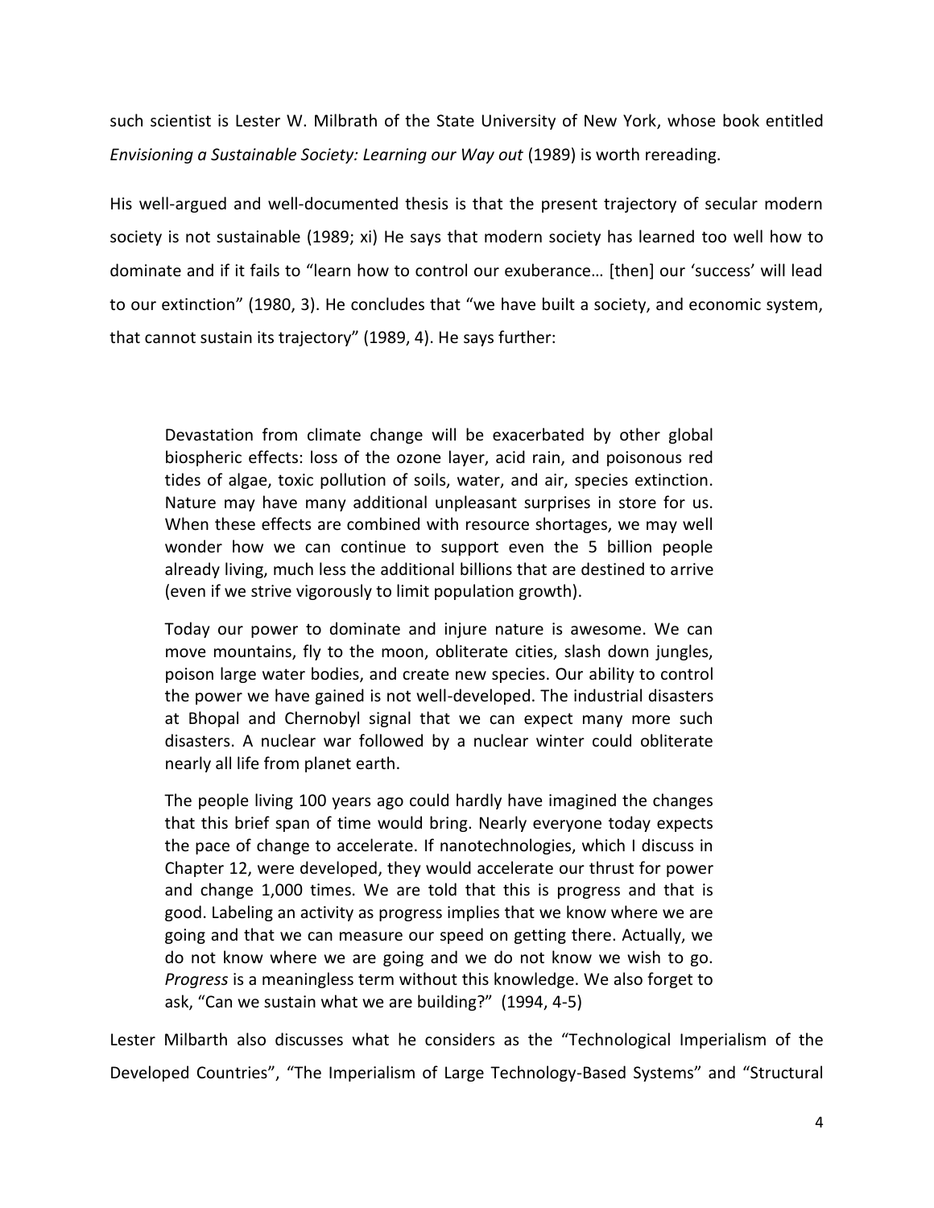such scientist is Lester W. Milbrath of the State University of New York, whose book entitled *Envisioning a Sustainable Society: Learning our Way out* (1989) is worth rereading.

His well-argued and well-documented thesis is that the present trajectory of secular modern society is not sustainable (1989; xi) He says that modern society has learned too well how to dominate and if it fails to "learn how to control our exuberance… [then] our 'success' will lead to our extinction" (1980, 3). He concludes that "we have built a society, and economic system, that cannot sustain its trajectory" (1989, 4). He says further:

> Devastation from climate change will be exacerbated by other global biospheric effects: loss of the ozone layer, acid rain, and poisonous red tides of algae, toxic pollution of soils, water, and air, species extinction. Nature may have many additional unpleasant surprises in store for us. When these effects are combined with resource shortages, we may well wonder how we can continue to support even the 5 billion people already living, much less the additional billions that are destined to arrive (even if we strive vigorously to limit population growth).
>
> Today our power to dominate and injure nature is awesome. We can move mountains, fly to the moon, obliterate cities, slash down jungles, poison large water bodies, and create new species. Our ability to control the power we have gained is not well-developed. The industrial disasters at Bhopal and Chernobyl signal that we can expect many more such disasters. A nuclear war followed by a nuclear winter could obliterate nearly all life from planet earth.
>
> The people living 100 years ago could hardly have imagined the changes that this brief span of time would bring. Nearly everyone today expects the pace of change to accelerate. If nanotechnologies, which I discuss in Chapter 12, were developed, they would accelerate our thrust for power and change 1,000 times. We are told that this is progress and that is good. Labeling an activity as progress implies that we know where we are going and that we can measure our speed on getting there. Actually, we do not know where we are going and we do not know we wish to go. *Progress* is a meaningless term without this knowledge. We also forget to ask, "Can we sustain what we are building?" (1994, 4-5)

Lester Milbarth also discusses what he considers as the "Technological Imperialism of the Developed Countries", "The Imperialism of Large Technology-Based Systems" and "Structural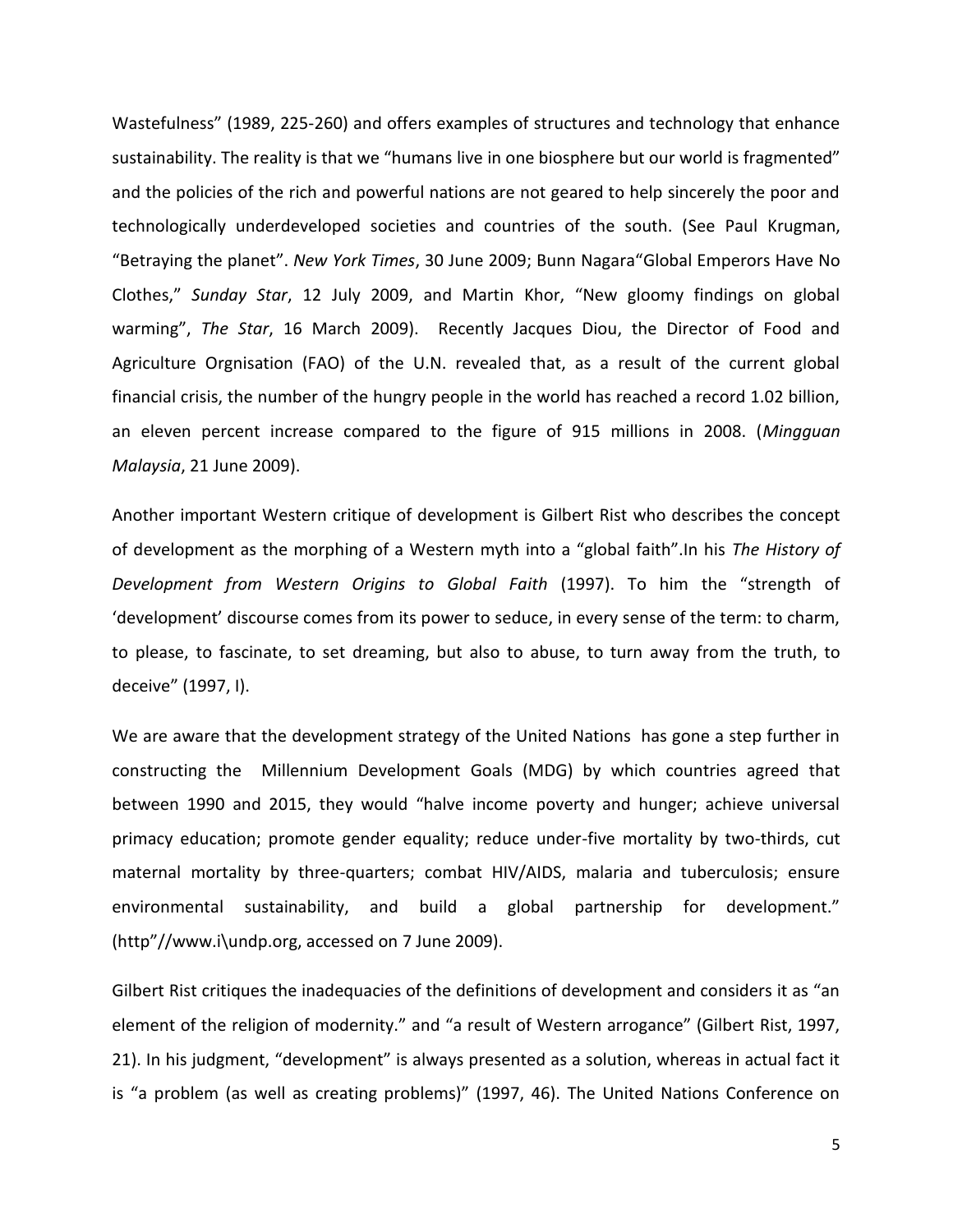Wastefulness" (1989, 225-260) and offers examples of structures and technology that enhance sustainability. The reality is that we "humans live in one biosphere but our world is fragmented" and the policies of the rich and powerful nations are not geared to help sincerely the poor and technologically underdeveloped societies and countries of the south. (See Paul Krugman, "Betraying the planet". *New York Times*, 30 June 2009; Bunn Nagara"Global Emperors Have No Clothes," *Sunday Star*, 12 July 2009, and Martin Khor, "New gloomy findings on global warming", *The Star*, 16 March 2009). Recently Jacques Diou, the Director of Food and Agriculture Orgnisation (FAO) of the U.N. revealed that, as a result of the current global financial crisis, the number of the hungry people in the world has reached a record 1.02 billion, an eleven percent increase compared to the figure of 915 millions in 2008. (*Mingguan Malaysia*, 21 June 2009).

Another important Western critique of development is Gilbert Rist who describes the concept of development as the morphing of a Western myth into a "global faith".In his *The History of Development from Western Origins to Global Faith* (1997). To him the "strength of 'development' discourse comes from its power to seduce, in every sense of the term: to charm, to please, to fascinate, to set dreaming, but also to abuse, to turn away from the truth, to deceive" (1997, I).

We are aware that the development strategy of the United Nations has gone a step further in constructing the Millennium Development Goals (MDG) by which countries agreed that between 1990 and 2015, they would "halve income poverty and hunger; achieve universal primacy education; promote gender equality; reduce under-five mortality by two-thirds, cut maternal mortality by three-quarters; combat HIV/AIDS, malaria and tuberculosis; ensure environmental sustainability, and build a global partnership for development." (http"//www.i\undp.org, accessed on 7 June 2009).

Gilbert Rist critiques the inadequacies of the definitions of development and considers it as "an element of the religion of modernity." and "a result of Western arrogance" (Gilbert Rist, 1997, 21). In his judgment, "development" is always presented as a solution, whereas in actual fact it is "a problem (as well as creating problems)" (1997, 46). The United Nations Conference on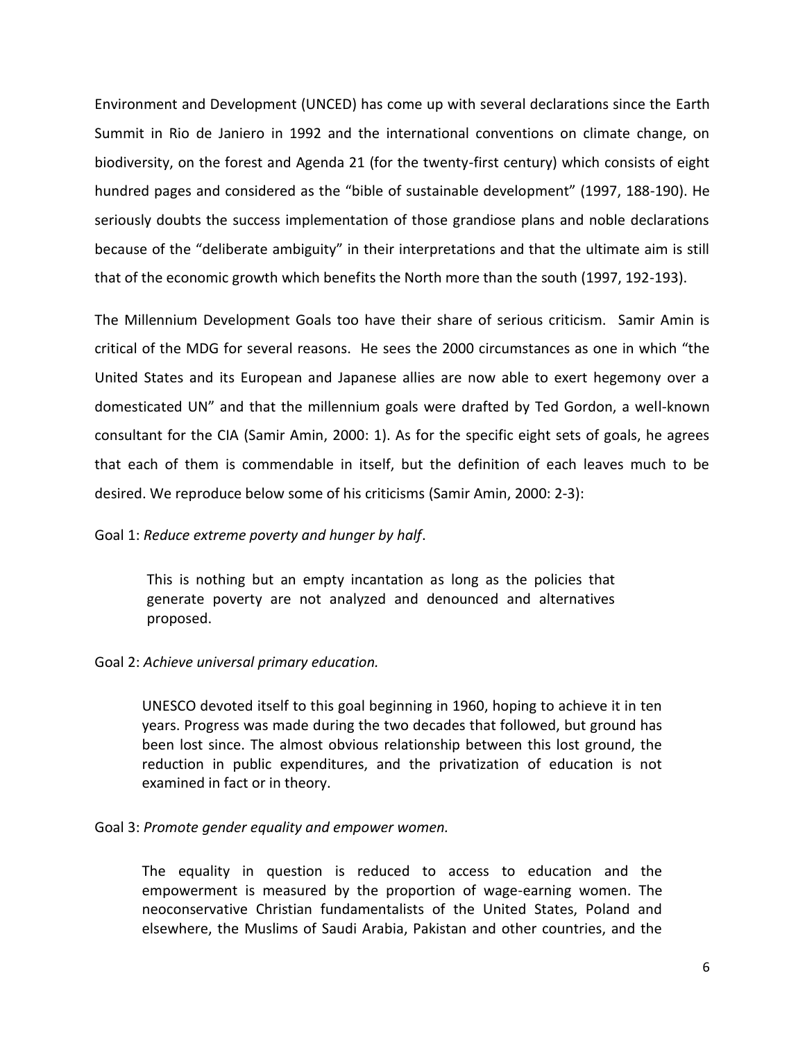Environment and Development (UNCED) has come up with several declarations since the Earth Summit in Rio de Janiero in 1992 and the international conventions on climate change, on biodiversity, on the forest and Agenda 21 (for the twenty-first century) which consists of eight hundred pages and considered as the "bible of sustainable development" (1997, 188-190). He seriously doubts the success implementation of those grandiose plans and noble declarations because of the "deliberate ambiguity" in their interpretations and that the ultimate aim is still that of the economic growth which benefits the North more than the south (1997, 192-193).

The Millennium Development Goals too have their share of serious criticism. Samir Amin is critical of the MDG for several reasons. He sees the 2000 circumstances as one in which "the United States and its European and Japanese allies are now able to exert hegemony over a domesticated UN" and that the millennium goals were drafted by Ted Gordon, a well-known consultant for the CIA (Samir Amin, 2000: 1). As for the specific eight sets of goals, he agrees that each of them is commendable in itself, but the definition of each leaves much to be desired. We reproduce below some of his criticisms (Samir Amin, 2000: 2-3):

Goal 1: *Reduce extreme poverty and hunger by half*.

> This is nothing but an empty incantation as long as the policies that generate poverty are not analyzed and denounced and alternatives proposed.

Goal 2: *Achieve universal primary education.*

> UNESCO devoted itself to this goal beginning in 1960, hoping to achieve it in ten years. Progress was made during the two decades that followed, but ground has been lost since. The almost obvious relationship between this lost ground, the reduction in public expenditures, and the privatization of education is not examined in fact or in theory.

Goal 3: *Promote gender equality and empower women.*

> The equality in question is reduced to access to education and the empowerment is measured by the proportion of wage-earning women. The neoconservative Christian fundamentalists of the United States, Poland and elsewhere, the Muslims of Saudi Arabia, Pakistan and other countries, and the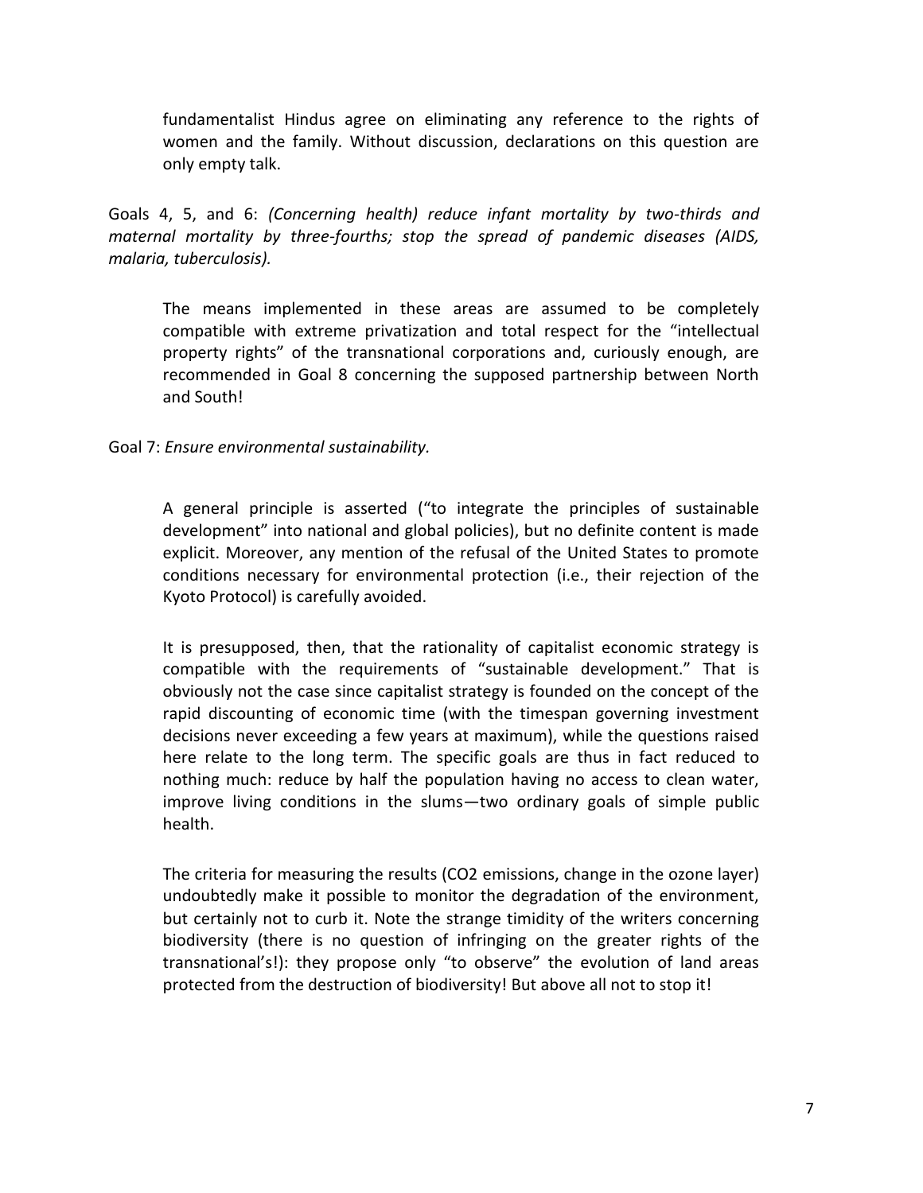fundamentalist Hindus agree on eliminating any reference to the rights of women and the family. Without discussion, declarations on this question are only empty talk.

Goals 4, 5, and 6: *(Concerning health) reduce infant mortality by two-thirds and maternal mortality by three-fourths; stop the spread of pandemic diseases (AIDS, malaria, tuberculosis).*

The means implemented in these areas are assumed to be completely compatible with extreme privatization and total respect for the "intellectual property rights" of the transnational corporations and, curiously enough, are recommended in Goal 8 concerning the supposed partnership between North and South!

Goal 7: *Ensure environmental sustainability.*

A general principle is asserted ("to integrate the principles of sustainable development" into national and global policies), but no definite content is made explicit. Moreover, any mention of the refusal of the United States to promote conditions necessary for environmental protection (i.e., their rejection of the Kyoto Protocol) is carefully avoided.

It is presupposed, then, that the rationality of capitalist economic strategy is compatible with the requirements of "sustainable development." That is obviously not the case since capitalist strategy is founded on the concept of the rapid discounting of economic time (with the timespan governing investment decisions never exceeding a few years at maximum), while the questions raised here relate to the long term. The specific goals are thus in fact reduced to nothing much: reduce by half the population having no access to clean water, improve living conditions in the slums—two ordinary goals of simple public health.

The criteria for measuring the results ($CO_2$ emissions, change in the ozone layer) undoubtedly make it possible to monitor the degradation of the environment, but certainly not to curb it. Note the strange timidity of the writers concerning biodiversity (there is no question of infringing on the greater rights of the transnational's!): they propose only "to observe" the evolution of land areas protected from the destruction of biodiversity! But above all not to stop it!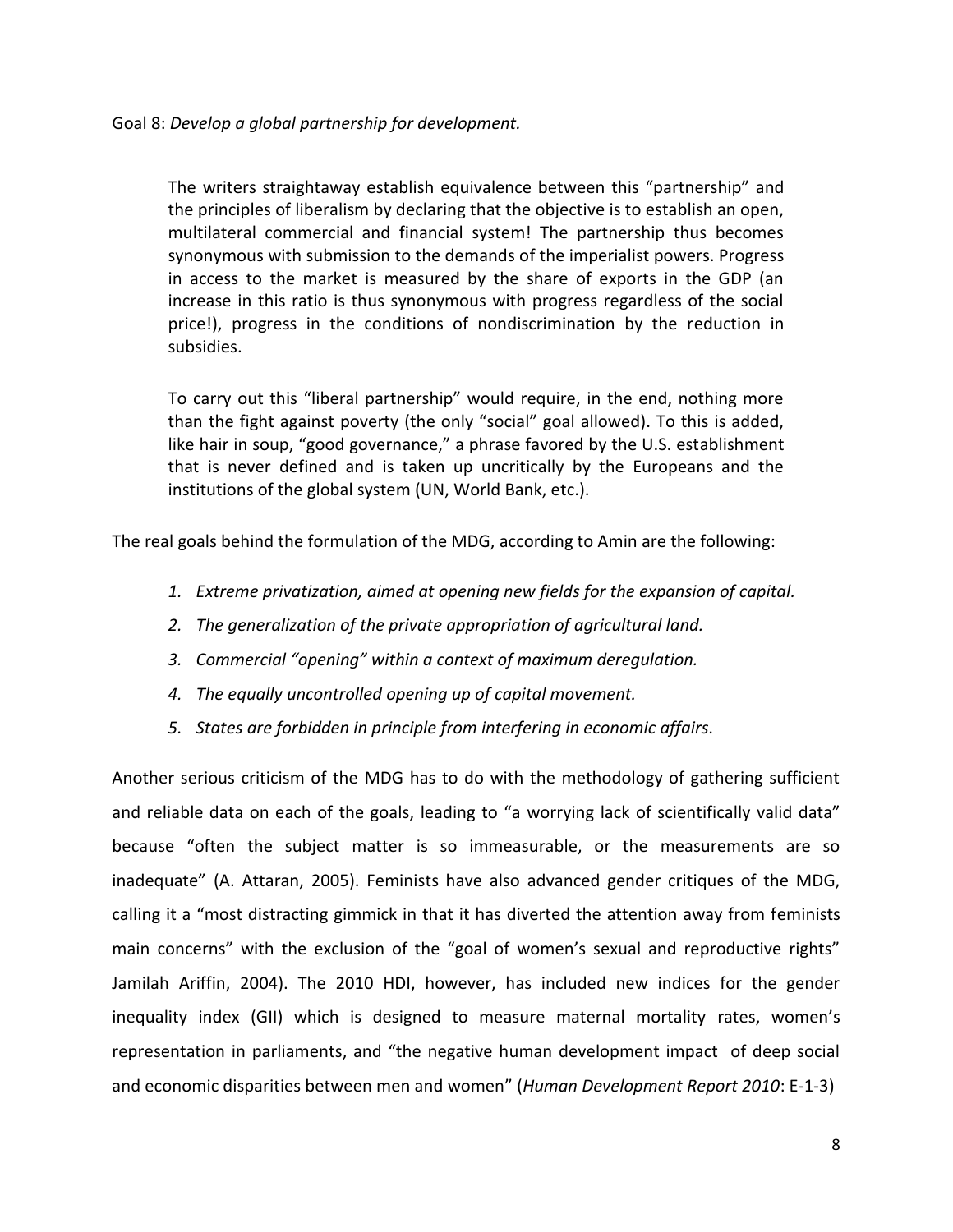Goal 8: *Develop a global partnership for development.*

> The writers straightaway establish equivalence between this "partnership" and the principles of liberalism by declaring that the objective is to establish an open, multilateral commercial and financial system! The partnership thus becomes synonymous with submission to the demands of the imperialist powers. Progress in access to the market is measured by the share of exports in the GDP (an increase in this ratio is thus synonymous with progress regardless of the social price!), progress in the conditions of nondiscrimination by the reduction in subsidies.
>
> To carry out this "liberal partnership" would require, in the end, nothing more than the fight against poverty (the only "social" goal allowed). To this is added, like hair in soup, "good governance," a phrase favored by the U.S. establishment that is never defined and is taken up uncritically by the Europeans and the institutions of the global system (UN, World Bank, etc.).

The real goals behind the formulation of the MDG, according to Amin are the following:

1. *Extreme privatization, aimed at opening new fields for the expansion of capital.*
2. *The generalization of the private appropriation of agricultural land.*
3. *Commercial "opening" within a context of maximum deregulation.*
4. *The equally uncontrolled opening up of capital movement.*
5. *States are forbidden in principle from interfering in economic affairs.*

Another serious criticism of the MDG has to do with the methodology of gathering sufficient and reliable data on each of the goals, leading to "a worrying lack of scientifically valid data" because "often the subject matter is so immeasurable, or the measurements are so inadequate" (A. Attaran, 2005). Feminists have also advanced gender critiques of the MDG, calling it a "most distracting gimmick in that it has diverted the attention away from feminists main concerns" with the exclusion of the "goal of women's sexual and reproductive rights" Jamilah Ariffin, 2004). The 2010 HDI, however, has included new indices for the gender inequality index (GII) which is designed to measure maternal mortality rates, women's representation in parliaments, and "the negative human development impact of deep social and economic disparities between men and women" (*Human Development Report 2010*: E-1-3)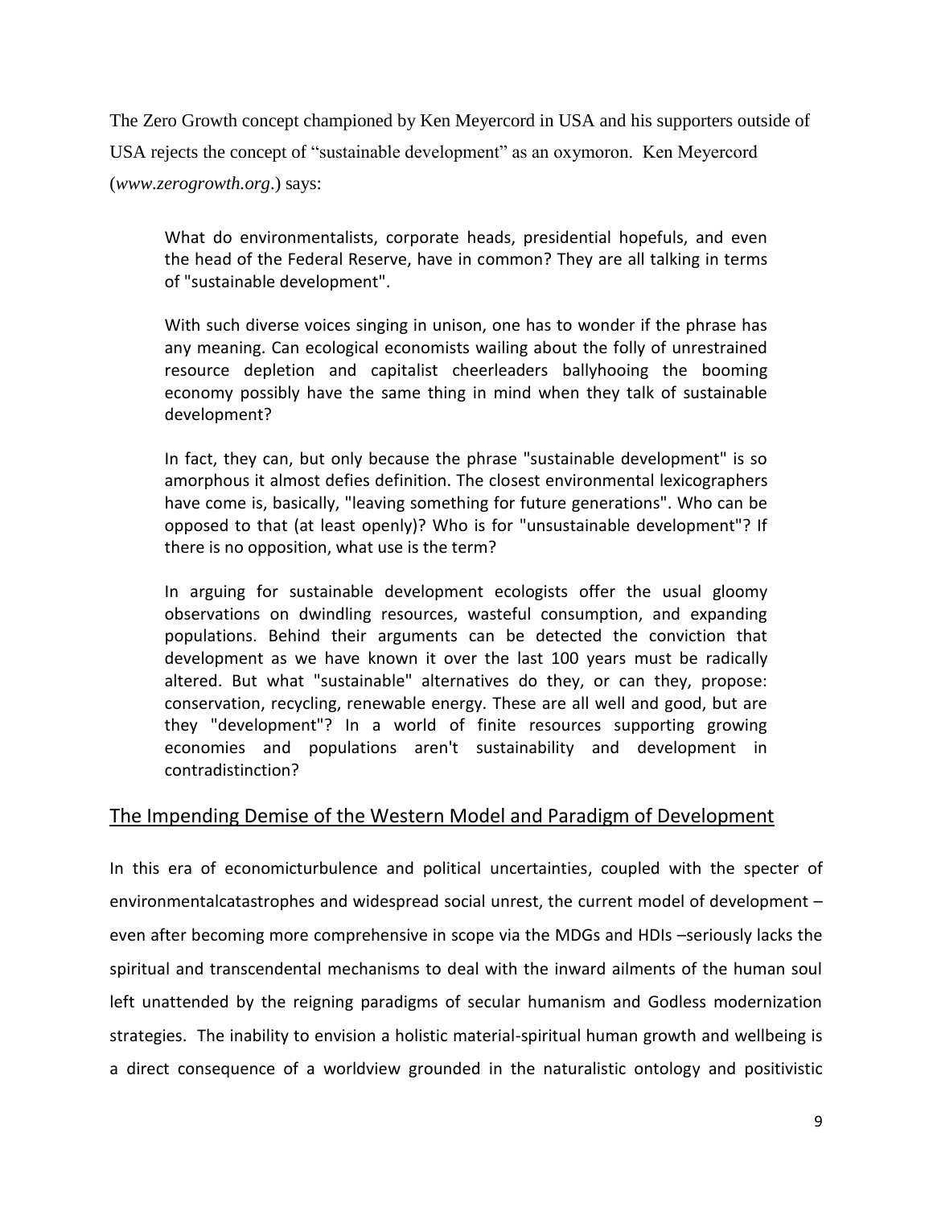The Zero Growth concept championed by Ken Meyercord in USA and his supporters outside of USA rejects the concept of "sustainable development" as an oxymoron. Ken Meyercord (*www.zerogrowth.org*.) says:

> What do environmentalists, corporate heads, presidential hopefuls, and even the head of the Federal Reserve, have in common? They are all talking in terms of "sustainable development".
>
> With such diverse voices singing in unison, one has to wonder if the phrase has any meaning. Can ecological economists wailing about the folly of unrestrained resource depletion and capitalist cheerleaders ballyhooing the booming economy possibly have the same thing in mind when they talk of sustainable development?
>
> In fact, they can, but only because the phrase "sustainable development" is so amorphous it almost defies definition. The closest environmental lexicographers have come is, basically, "leaving something for future generations". Who can be opposed to that (at least openly)? Who is for "unsustainable development"? If there is no opposition, what use is the term?
>
> In arguing for sustainable development ecologists offer the usual gloomy observations on dwindling resources, wasteful consumption, and expanding populations. Behind their arguments can be detected the conviction that development as we have known it over the last 100 years must be radically altered. But what "sustainable" alternatives do they, or can they, propose: conservation, recycling, renewable energy. These are all well and good, but are they "development"? In a world of finite resources supporting growing economies and populations aren't sustainability and development in contradistinction?

## The Impending Demise of the Western Model and Paradigm of Development

In this era of economicturbulence and political uncertainties, coupled with the specter of environmentalcatastrophes and widespread social unrest, the current model of development – even after becoming more comprehensive in scope via the MDGs and HDIs –seriously lacks the spiritual and transcendental mechanisms to deal with the inward ailments of the human soul left unattended by the reigning paradigms of secular humanism and Godless modernization strategies. The inability to envision a holistic material-spiritual human growth and wellbeing is a direct consequence of a worldview grounded in the naturalistic ontology and positivistic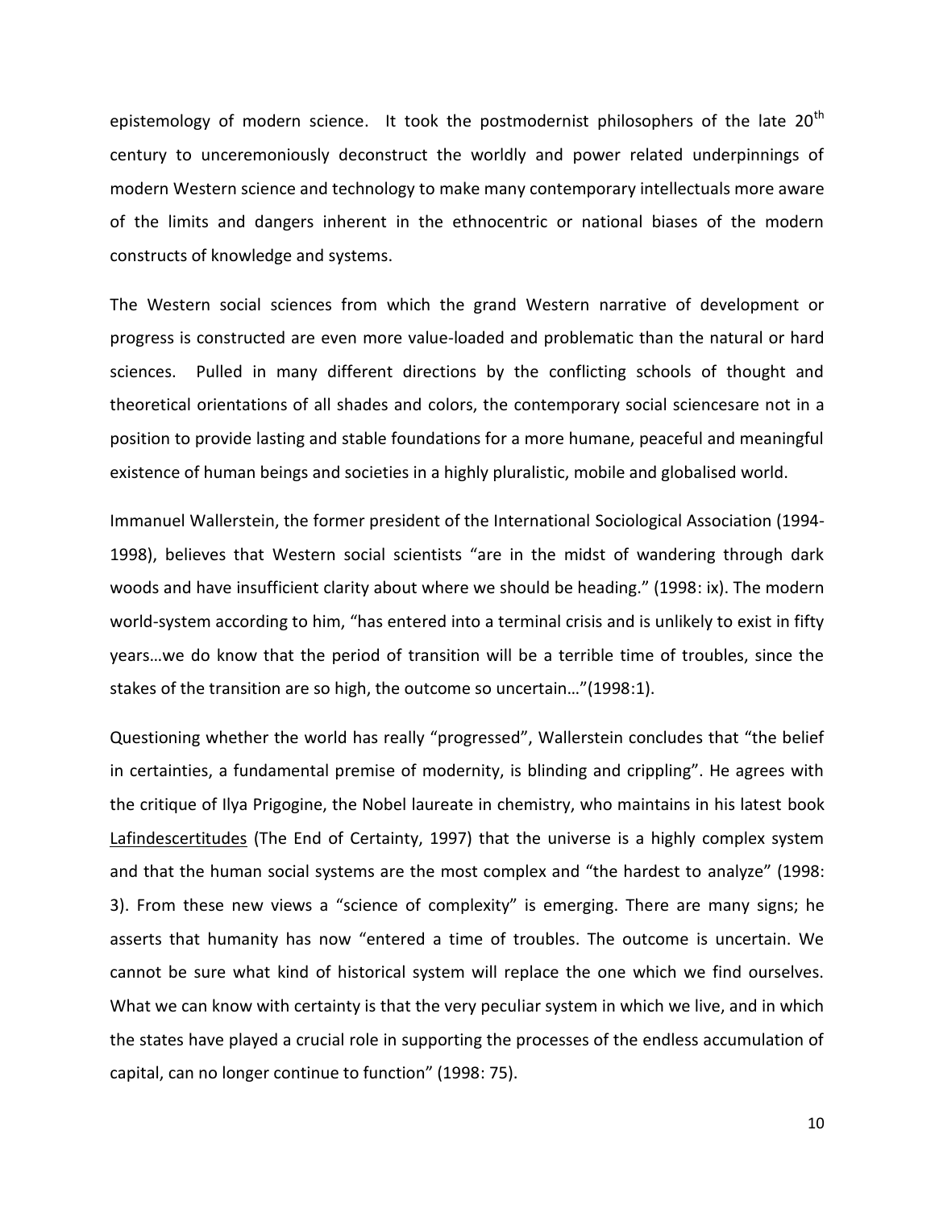epistemology of modern science. It took the postmodernist philosophers of the late 20th century to unceremoniously deconstruct the worldly and power related underpinnings of modern Western science and technology to make many contemporary intellectuals more aware of the limits and dangers inherent in the ethnocentric or national biases of the modern constructs of knowledge and systems.

The Western social sciences from which the grand Western narrative of development or progress is constructed are even more value-loaded and problematic than the natural or hard sciences. Pulled in many different directions by the conflicting schools of thought and theoretical orientations of all shades and colors, the contemporary social sciencesare not in a position to provide lasting and stable foundations for a more humane, peaceful and meaningful existence of human beings and societies in a highly pluralistic, mobile and globalised world.

Immanuel Wallerstein, the former president of the International Sociological Association (1994-1998), believes that Western social scientists "are in the midst of wandering through dark woods and have insufficient clarity about where we should be heading." (1998: ix). The modern world-system according to him, "has entered into a terminal crisis and is unlikely to exist in fifty years…we do know that the period of transition will be a terrible time of troubles, since the stakes of the transition are so high, the outcome so uncertain…"(1998:1).

Questioning whether the world has really "progressed", Wallerstein concludes that "the belief in certainties, a fundamental premise of modernity, is blinding and crippling". He agrees with the critique of Ilya Prigogine, the Nobel laureate in chemistry, who maintains in his latest book <u>Lafindescertitudes</u> (The End of Certainty, 1997) that the universe is a highly complex system and that the human social systems are the most complex and "the hardest to analyze" (1998: 3). From these new views a "science of complexity" is emerging. There are many signs; he asserts that humanity has now "entered a time of troubles. The outcome is uncertain. We cannot be sure what kind of historical system will replace the one which we find ourselves. What we can know with certainty is that the very peculiar system in which we live, and in which the states have played a crucial role in supporting the processes of the endless accumulation of capital, can no longer continue to function" (1998: 75).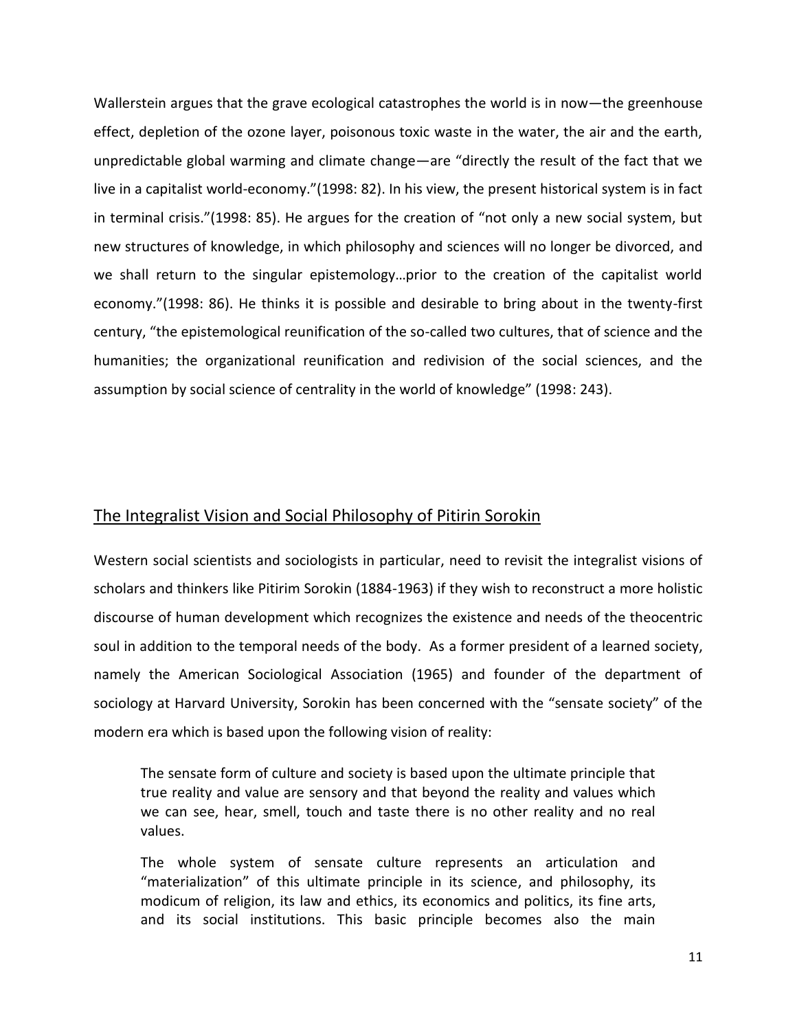Wallerstein argues that the grave ecological catastrophes the world is in now—the greenhouse effect, depletion of the ozone layer, poisonous toxic waste in the water, the air and the earth, unpredictable global warming and climate change—are "directly the result of the fact that we live in a capitalist world-economy."(1998: 82). In his view, the present historical system is in fact in terminal crisis."(1998: 85). He argues for the creation of "not only a new social system, but new structures of knowledge, in which philosophy and sciences will no longer be divorced, and we shall return to the singular epistemology…prior to the creation of the capitalist world economy."(1998: 86). He thinks it is possible and desirable to bring about in the twenty-first century, "the epistemological reunification of the so-called two cultures, that of science and the humanities; the organizational reunification and redivision of the social sciences, and the assumption by social science of centrality in the world of knowledge" (1998: 243).

## The Integralist Vision and Social Philosophy of Pitirin Sorokin

Western social scientists and sociologists in particular, need to revisit the integralist visions of scholars and thinkers like Pitirim Sorokin (1884-1963) if they wish to reconstruct a more holistic discourse of human development which recognizes the existence and needs of the theocentric soul in addition to the temporal needs of the body. As a former president of a learned society, namely the American Sociological Association (1965) and founder of the department of sociology at Harvard University, Sorokin has been concerned with the "sensate society" of the modern era which is based upon the following vision of reality:

> The sensate form of culture and society is based upon the ultimate principle that true reality and value are sensory and that beyond the reality and values which we can see, hear, smell, touch and taste there is no other reality and no real values.
>
> The whole system of sensate culture represents an articulation and "materialization" of this ultimate principle in its science, and philosophy, its modicum of religion, its law and ethics, its economics and politics, its fine arts, and its social institutions. This basic principle becomes also the main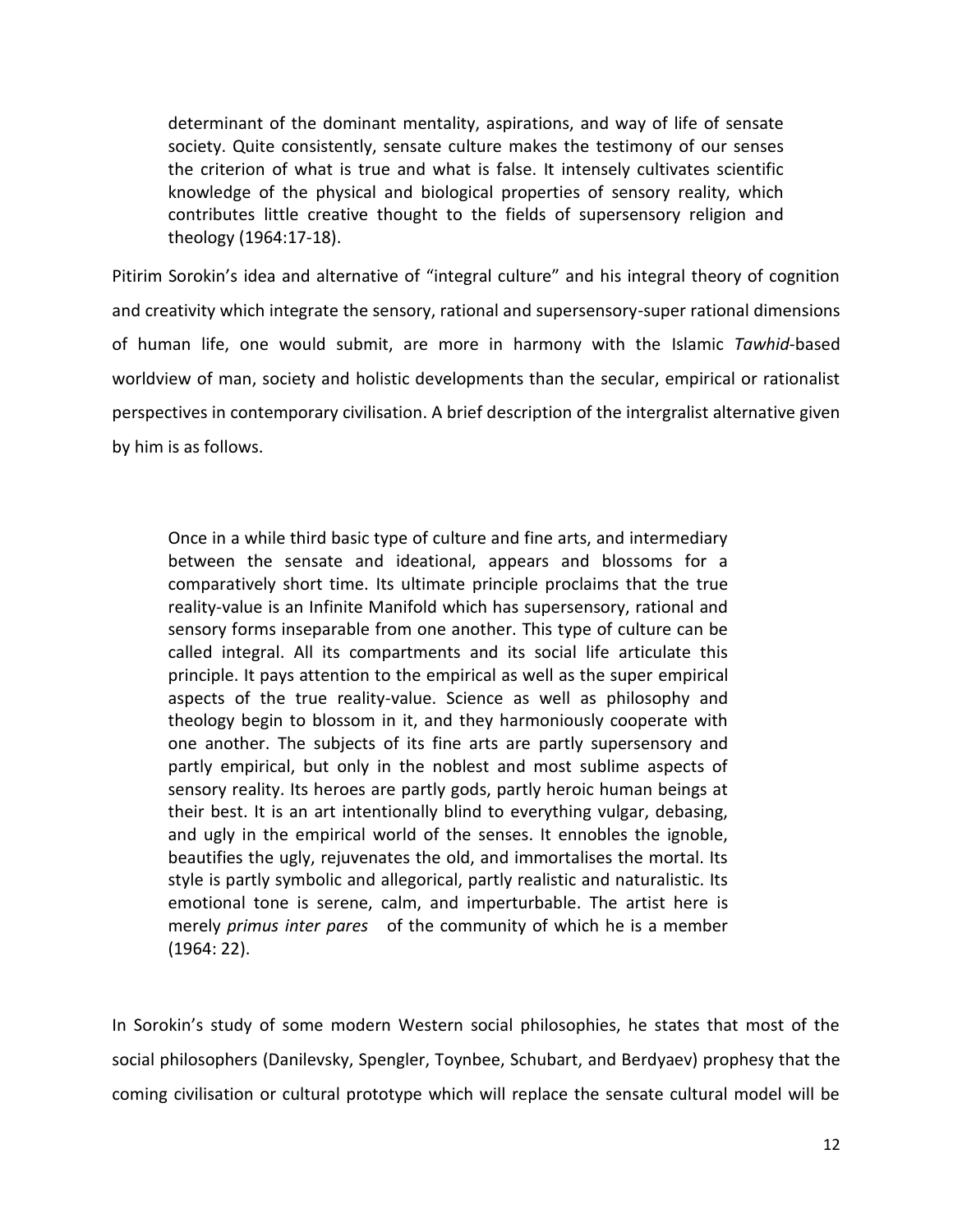> determinant of the dominant mentality, aspirations, and way of life of sensate society. Quite consistently, sensate culture makes the testimony of our senses the criterion of what is true and what is false. It intensely cultivates scientific knowledge of the physical and biological properties of sensory reality, which contributes little creative thought to the fields of supersensory religion and theology (1964:17-18).

Pitirim Sorokin's idea and alternative of "integral culture" and his integral theory of cognition and creativity which integrate the sensory, rational and supersensory-super rational dimensions of human life, one would submit, are more in harmony with the Islamic *Tawhid*-based worldview of man, society and holistic developments than the secular, empirical or rationalist perspectives in contemporary civilisation. A brief description of the intergralist alternative given by him is as follows.

> Once in a while third basic type of culture and fine arts, and intermediary between the sensate and ideational, appears and blossoms for a comparatively short time. Its ultimate principle proclaims that the true reality-value is an Infinite Manifold which has supersensory, rational and sensory forms inseparable from one another. This type of culture can be called integral. All its compartments and its social life articulate this principle. It pays attention to the empirical as well as the super empirical aspects of the true reality-value. Science as well as philosophy and theology begin to blossom in it, and they harmoniously cooperate with one another. The subjects of its fine arts are partly supersensory and partly empirical, but only in the noblest and most sublime aspects of sensory reality. Its heroes are partly gods, partly heroic human beings at their best. It is an art intentionally blind to everything vulgar, debasing, and ugly in the empirical world of the senses. It ennobles the ignoble, beautifies the ugly, rejuvenates the old, and immortalises the mortal. Its style is partly symbolic and allegorical, partly realistic and naturalistic. Its emotional tone is serene, calm, and imperturbable. The artist here is merely *primus inter pares* of the community of which he is a member (1964: 22).

In Sorokin's study of some modern Western social philosophies, he states that most of the social philosophers (Danilevsky, Spengler, Toynbee, Schubart, and Berdyaev) prophesy that the coming civilisation or cultural prototype which will replace the sensate cultural model will be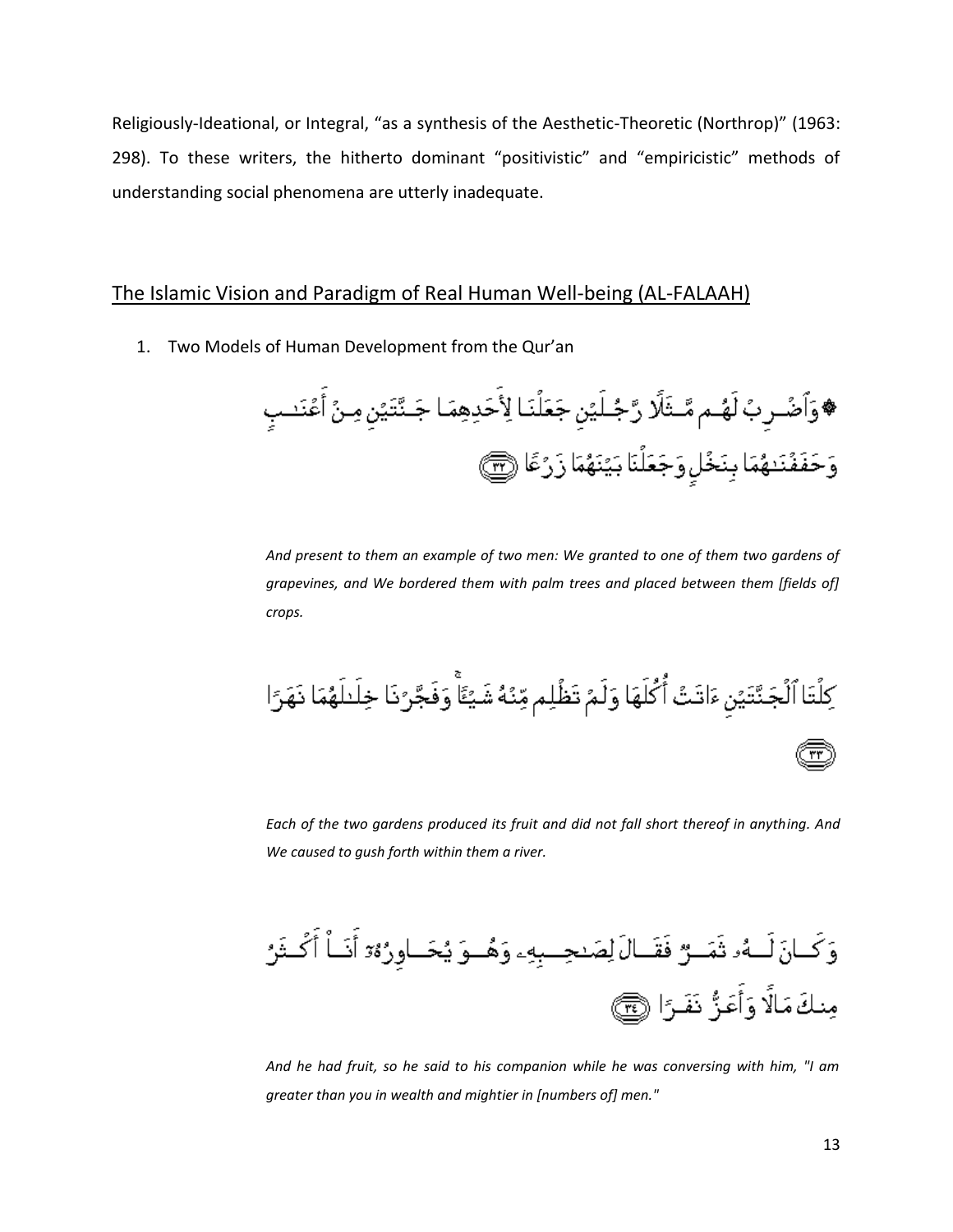Religiously-Ideational, or Integral, "as a synthesis of the Aesthetic-Theoretic (Northrop)" (1963: 298). To these writers, the hitherto dominant "positivistic" and "empiricistic" methods of understanding social phenomena are utterly inadequate.

## The Islamic Vision and Paradigm of Real Human Well-being (AL-FALAAH)

1. Two Models of Human Development from the Qur'an

۞ وَٱضْرِبْ لَهُم مَّثَلًا رَّجُلَيْنِ جَعَلْنَا لِأَحَدِهِمَا جَنَّتَيْنِ مِنْ أَعْنَٰبٍ وَحَفَفْنَٰهُمَا بِنَخْلٍ وَجَعَلْنَا بَيْنَهُمَا زَرْعًا ﴿٣٢﴾

*And present to them an example of two men: We granted to one of them two gardens of grapevines, and We bordered them with palm trees and placed between them [fields of] crops.*

كِلْتَا ٱلْجَنَّتَيْنِ ءَاتَتْ أُكُلَهَا وَلَمْ تَظْلِم مِّنْهُ شَيْـًٔا ۚ وَفَجَّرْنَا خِلَٰلَهُمَا نَهَرًا ﴿٣٣﴾

*Each of the two gardens produced its fruit and did not fall short thereof in anything. And We caused to gush forth within them a river.*

وَكَانَ لَهُۥ ثَمَرٌ فَقَالَ لِصَٰحِبِهِۦ وَهُوَ يُحَاوِرُهُۥٓ أَنَا۠ أَكْثَرُ مِنكَ مَالًا وَأَعَزُّ نَفَرًا ﴿٣٤﴾

*And he had fruit, so he said to his companion while he was conversing with him, "I am greater than you in wealth and mightier in [numbers of] men."*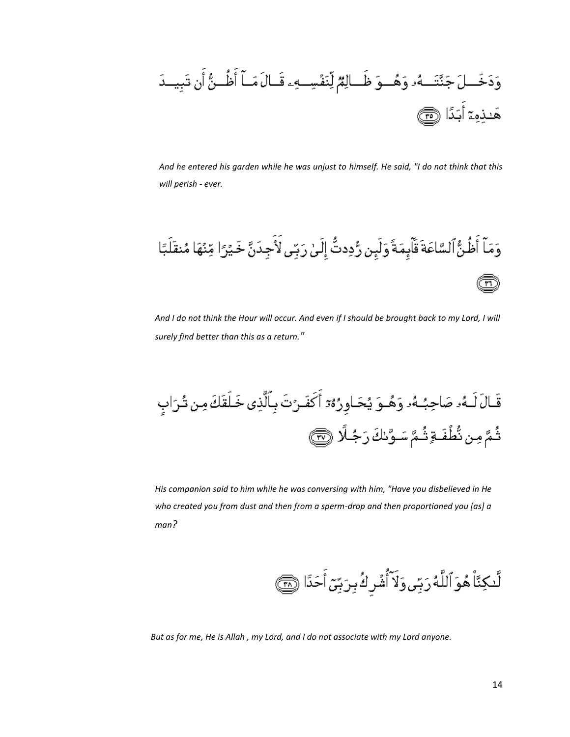وَدَخَلَ جَنَّتَهُۥ وَهُوَ ظَالِمٌ لِّنَفْسِهِۦ قَالَ مَآ أَظُنُّ أَن تَبِيدَ هَٰذِهِۦٓ أَبَدًا ﴿٣٥﴾

*And he entered his garden while he was unjust to himself. He said, "I do not think that this will perish - ever.*

وَمَآ أَظُنُّ ٱلسَّاعَةَ قَآئِمَةً وَلَئِن رُّدِدتُّ إِلَىٰ رَبِّى لَأَجِدَنَّ خَيْرًا مِّنْهَا مُنقَلَبًا ﴿٣٦﴾

*And I do not think the Hour will occur. And even if I should be brought back to my Lord, I will surely find better than this as a return."*

قَالَ لَهُۥ صَاحِبُهُۥ وَهُوَ يُحَاوِرُهُۥٓ أَكَفَرْتَ بِٱلَّذِى خَلَقَكَ مِن تُرَابٍ ثُمَّ مِن نُّطْفَةٍ ثُمَّ سَوَّىٰكَ رَجُلًا ﴿٣٧﴾

*His companion said to him while he was conversing with him, "Have you disbelieved in He who created you from dust and then from a sperm-drop and then proportioned you [as] a man?*

لَّٰكِنَّا۠ هُوَ ٱللَّهُ رَبِّى وَلَآ أُشْرِكُ بِرَبِّىٓ أَحَدًا ﴿٣٨﴾

*But as for me, He is Allah , my Lord, and I do not associate with my Lord anyone.*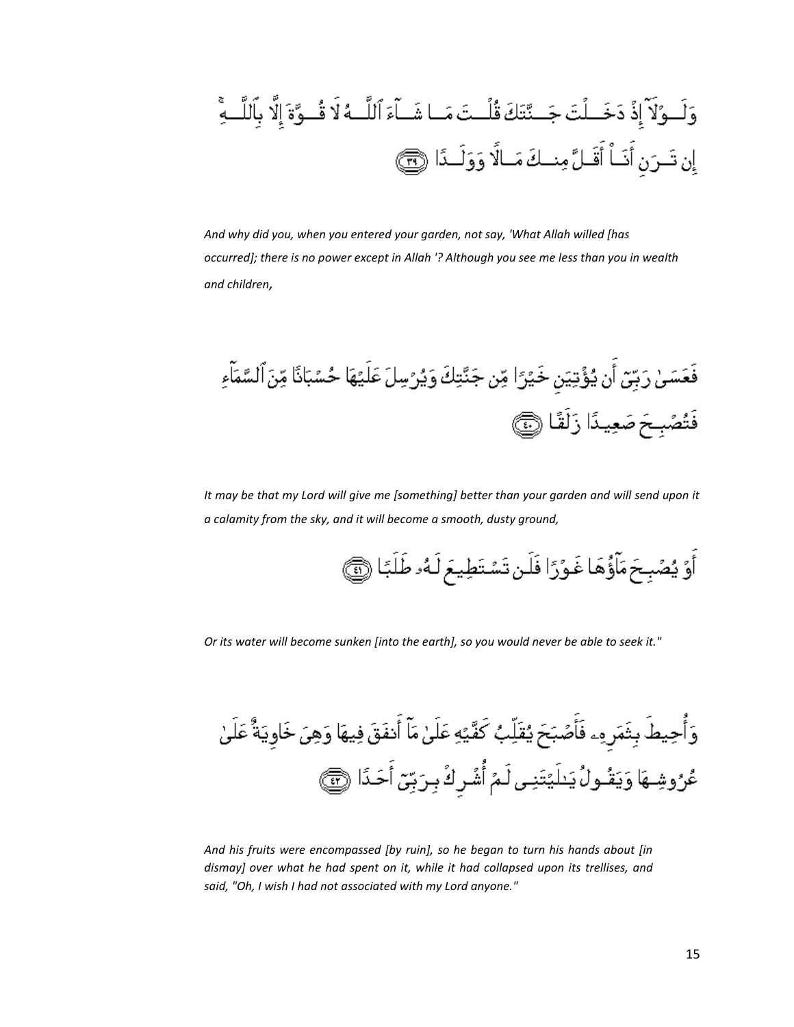وَلَوْلَآ إِذْ دَخَلْتَ جَنَّتَكَ قُلْتَ مَا شَآءَ ٱللَّهُ لَا قُوَّةَ إِلَّا بِٱللَّهِ ۚ إِن تَرَنِ أَنَا۠ أَقَلَّ مِنكَ مَالًا وَوَلَدًا ﴿٣٩﴾

*And why did you, when you entered your garden, not say, 'What Allah willed [has occurred]; there is no power except in Allah '? Although you see me less than you in wealth and children,*

فَعَسَىٰ رَبِّىٓ أَن يُؤْتِيَنِ خَيْرًا مِّن جَنَّتِكَ وَيُرْسِلَ عَلَيْهَا حُسْبَانًا مِّنَ ٱلسَّمَآءِ فَتُصْبِحَ صَعِيدًا زَلَقًا ﴿٤٠﴾

*It may be that my Lord will give me [something] better than your garden and will send upon it a calamity from the sky, and it will become a smooth, dusty ground,*

أَوْ يُصْبِحَ مَآؤُهَا غَوْرًا فَلَن تَسْتَطِيعَ لَهُۥ طَلَبًا ﴿٤١﴾

*Or its water will become sunken [into the earth], so you would never be able to seek it."*

وَأُحِيطَ بِثَمَرِهِۦ فَأَصْبَحَ يُقَلِّبُ كَفَّيْهِ عَلَىٰ مَآ أَنفَقَ فِيهَا وَهِىَ خَاوِيَةٌ عَلَىٰ عُرُوشِهَا وَيَقُولُ يَٰلَيْتَنِى لَمْ أُشْرِكْ بِرَبِّىٓ أَحَدًا ﴿٤٢﴾

*And his fruits were encompassed [by ruin], so he began to turn his hands about [in dismay] over what he had spent on it, while it had collapsed upon its trellises, and said, "Oh, I wish I had not associated with my Lord anyone."*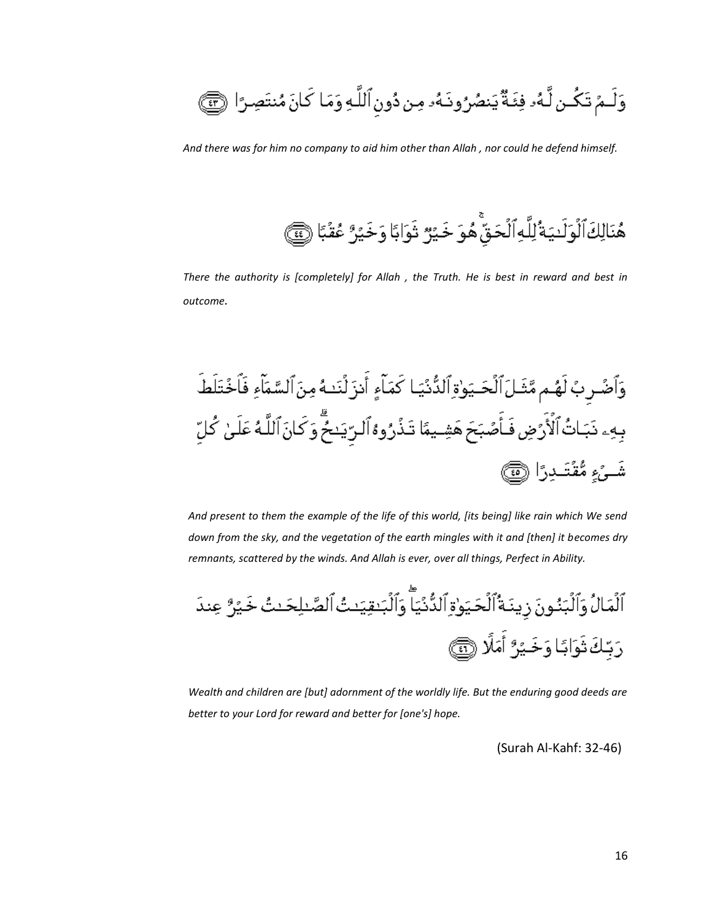وَلَمْ تَكُن لَّهُۥ فِئَةٌ يَنصُرُونَهُۥ مِن دُونِ ٱللَّهِ وَمَا كَانَ مُنتَصِرًا ﴿٤٣﴾

*And there was for him no company to aid him other than Allah , nor could he defend himself.*

هُنَالِكَ ٱلْوَلَـٰيَةُ لِلَّهِ ٱلْحَقِّ ۚ هُوَ خَيْرٌ ثَوَابًا وَخَيْرٌ عُقْبًا ﴿٤٤﴾

*There the authority is [completely] for Allah , the Truth. He is best in reward and best in outcome.*

وَٱضْرِبْ لَهُم مَّثَلَ ٱلْحَيَوٰةِ ٱلدُّنْيَا كَمَآءٍ أَنزَلْنَـٰهُ مِنَ ٱلسَّمَآءِ فَٱخْتَلَطَ بِهِۦ نَبَاتُ ٱلْأَرْضِ فَأَصْبَحَ هَشِيمًا تَذْرُوهُ ٱلرِّيَـٰحُ ۗ وَكَانَ ٱللَّهُ عَلَىٰ كُلِّ شَىْءٍ مُّقْتَدِرًا ﴿٤٥﴾

*And present to them the example of the life of this world, [its being] like rain which We send down from the sky, and the vegetation of the earth mingles with it and [then] it becomes dry remnants, scattered by the winds. And Allah is ever, over all things, Perfect in Ability.*

ٱلْمَالُ وَٱلْبَنُونَ زِينَةُ ٱلْحَيَوٰةِ ٱلدُّنْيَا ۖ وَٱلْبَـٰقِيَـٰتُ ٱلصَّـٰلِحَـٰتُ خَيْرٌ عِندَ رَبِّكَ ثَوَابًا وَخَيْرٌ أَمَلًا ﴿٤٦﴾

*Wealth and children are [but] adornment of the worldly life. But the enduring good deeds are better to your Lord for reward and better for [one's] hope.*

(Surah Al-Kahf: 32-46)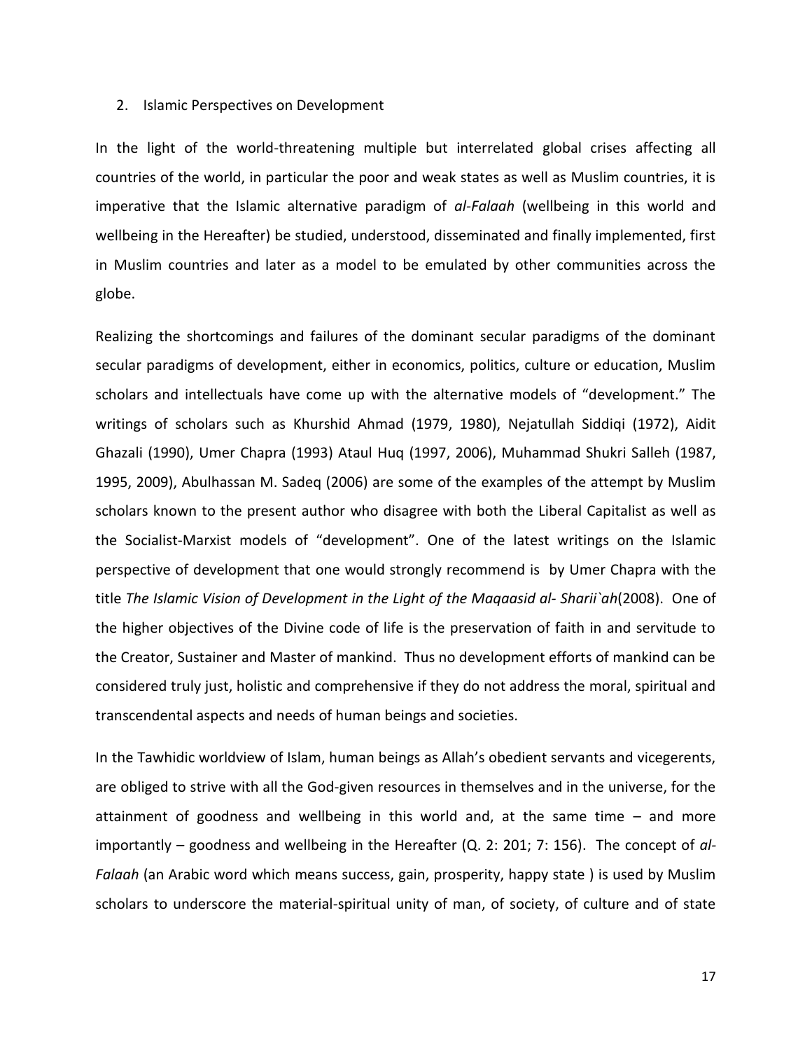## 2. Islamic Perspectives on Development

In the light of the world-threatening multiple but interrelated global crises affecting all countries of the world, in particular the poor and weak states as well as Muslim countries, it is imperative that the Islamic alternative paradigm of *al-Falaah* (wellbeing in this world and wellbeing in the Hereafter) be studied, understood, disseminated and finally implemented, first in Muslim countries and later as a model to be emulated by other communities across the globe.

Realizing the shortcomings and failures of the dominant secular paradigms of the dominant secular paradigms of development, either in economics, politics, culture or education, Muslim scholars and intellectuals have come up with the alternative models of "development." The writings of scholars such as Khurshid Ahmad (1979, 1980), Nejatullah Siddiqi (1972), Aidit Ghazali (1990), Umer Chapra (1993) Ataul Huq (1997, 2006), Muhammad Shukri Salleh (1987, 1995, 2009), Abulhassan M. Sadeq (2006) are some of the examples of the attempt by Muslim scholars known to the present author who disagree with both the Liberal Capitalist as well as the Socialist-Marxist models of "development". One of the latest writings on the Islamic perspective of development that one would strongly recommend is by Umer Chapra with the title *The Islamic Vision of Development in the Light of the Maqaasid al- Sharii`ah*(2008). One of the higher objectives of the Divine code of life is the preservation of faith in and servitude to the Creator, Sustainer and Master of mankind. Thus no development efforts of mankind can be considered truly just, holistic and comprehensive if they do not address the moral, spiritual and transcendental aspects and needs of human beings and societies.

In the Tawhidic worldview of Islam, human beings as Allah's obedient servants and vicegerents, are obliged to strive with all the God-given resources in themselves and in the universe, for the attainment of goodness and wellbeing in this world and, at the same time – and more importantly – goodness and wellbeing in the Hereafter (Q. 2: 201; 7: 156). The concept of *al-Falaah* (an Arabic word which means success, gain, prosperity, happy state ) is used by Muslim scholars to underscore the material-spiritual unity of man, of society, of culture and of state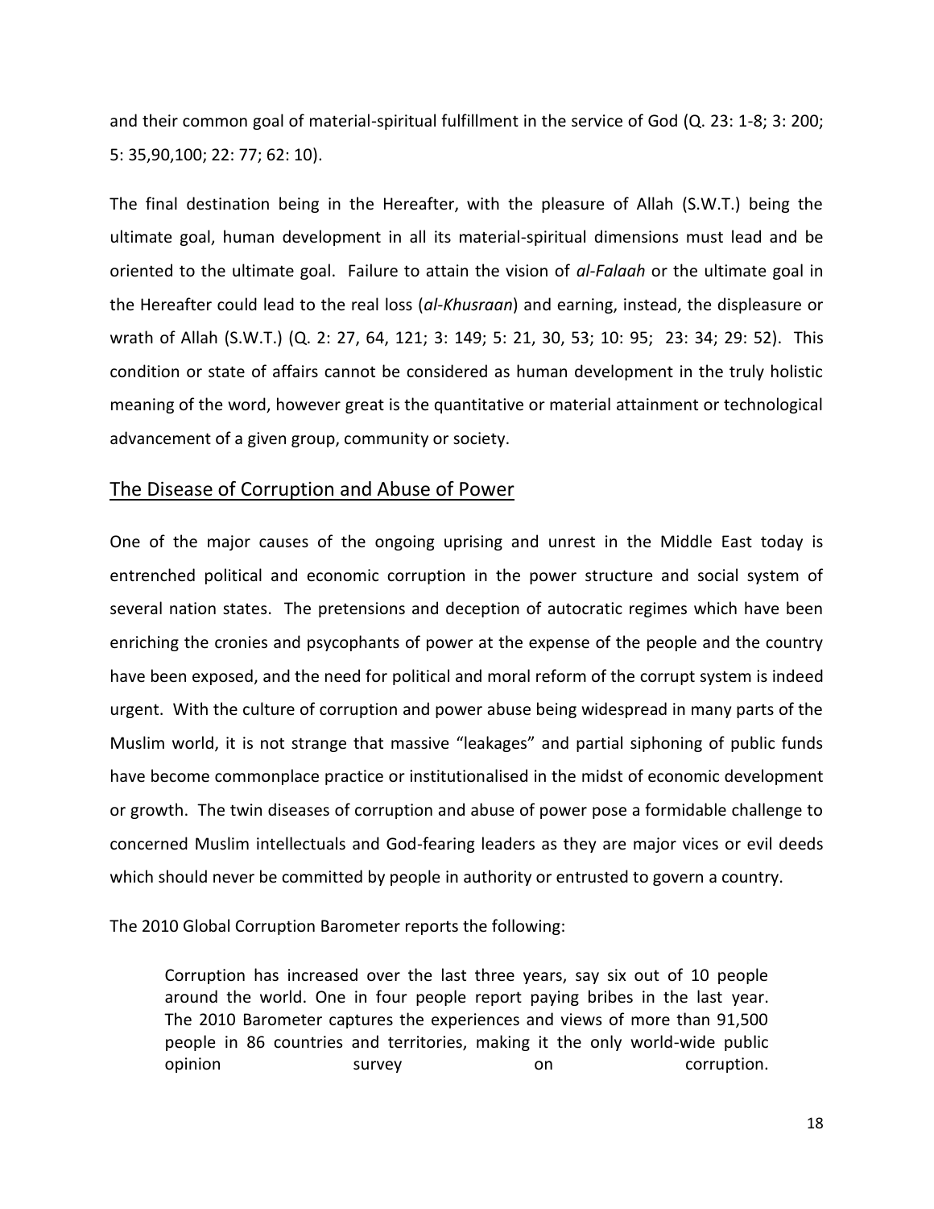and their common goal of material-spiritual fulfillment in the service of God (Q. 23: 1-8; 3: 200; 5: 35,90,100; 22: 77; 62: 10).

The final destination being in the Hereafter, with the pleasure of Allah (S.W.T.) being the ultimate goal, human development in all its material-spiritual dimensions must lead and be oriented to the ultimate goal. Failure to attain the vision of *al-Falaah* or the ultimate goal in the Hereafter could lead to the real loss (*al-Khusraan*) and earning, instead, the displeasure or wrath of Allah (S.W.T.) (Q. 2: 27, 64, 121; 3: 149; 5: 21, 30, 53; 10: 95; 23: 34; 29: 52). This condition or state of affairs cannot be considered as human development in the truly holistic meaning of the word, however great is the quantitative or material attainment or technological advancement of a given group, community or society.

## The Disease of Corruption and Abuse of Power

One of the major causes of the ongoing uprising and unrest in the Middle East today is entrenched political and economic corruption in the power structure and social system of several nation states. The pretensions and deception of autocratic regimes which have been enriching the cronies and psycophants of power at the expense of the people and the country have been exposed, and the need for political and moral reform of the corrupt system is indeed urgent. With the culture of corruption and power abuse being widespread in many parts of the Muslim world, it is not strange that massive "leakages" and partial siphoning of public funds have become commonplace practice or institutionalised in the midst of economic development or growth. The twin diseases of corruption and abuse of power pose a formidable challenge to concerned Muslim intellectuals and God-fearing leaders as they are major vices or evil deeds which should never be committed by people in authority or entrusted to govern a country.

The 2010 Global Corruption Barometer reports the following:

> Corruption has increased over the last three years, say six out of 10 people around the world. One in four people report paying bribes in the last year. The 2010 Barometer captures the experiences and views of more than 91,500 people in 86 countries and territories, making it the only world-wide public opinion survey on corruption.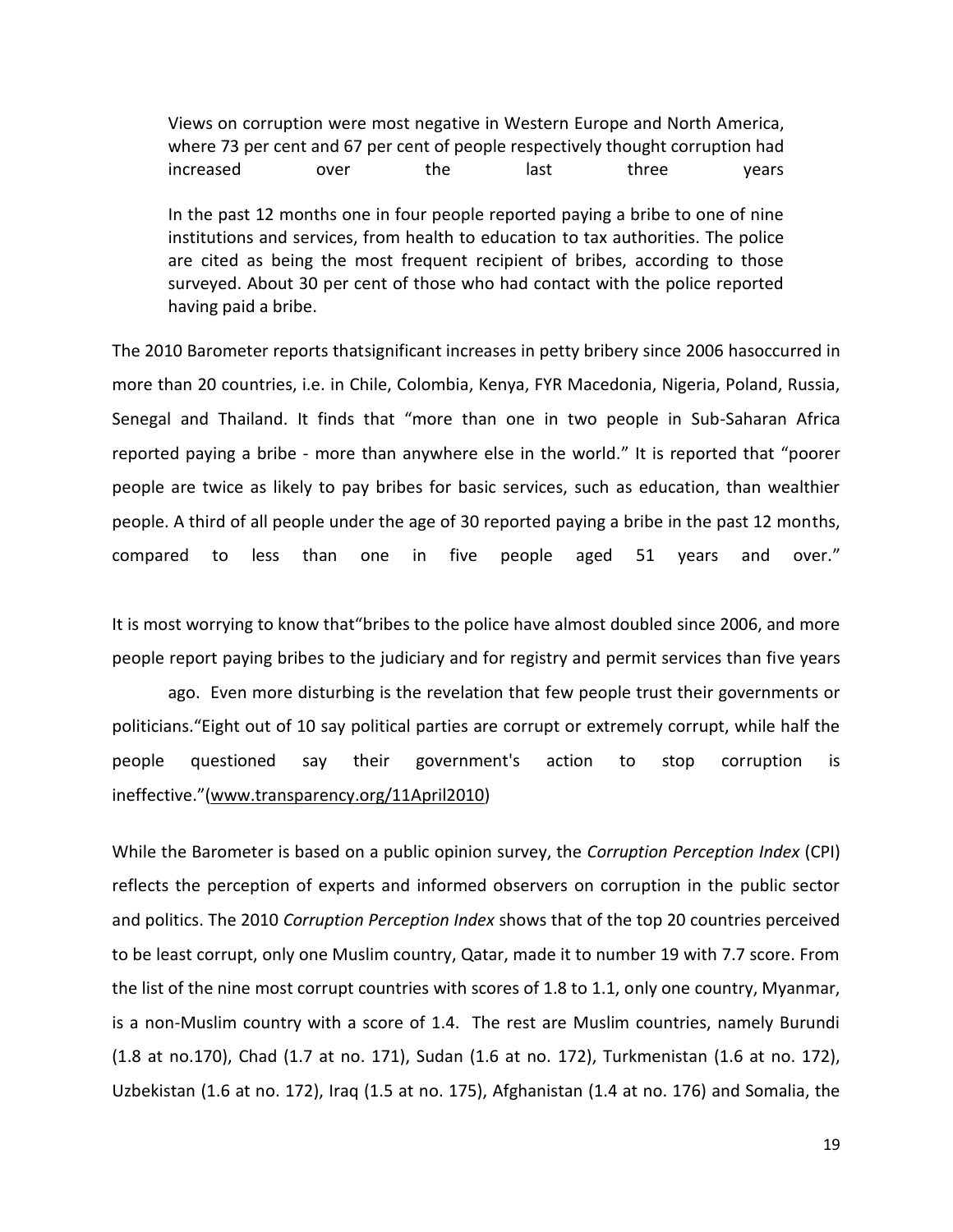> Views on corruption were most negative in Western Europe and North America, where 73 per cent and 67 per cent of people respectively thought corruption had increased over the last three years
>
> In the past 12 months one in four people reported paying a bribe to one of nine institutions and services, from health to education to tax authorities. The police are cited as being the most frequent recipient of bribes, according to those surveyed. About 30 per cent of those who had contact with the police reported having paid a bribe.

The 2010 Barometer reports thatsignificant increases in petty bribery since 2006 hasoccurred in more than 20 countries, i.e. in Chile, Colombia, Kenya, FYR Macedonia, Nigeria, Poland, Russia, Senegal and Thailand. It finds that "more than one in two people in Sub-Saharan Africa reported paying a bribe - more than anywhere else in the world." It is reported that "poorer people are twice as likely to pay bribes for basic services, such as education, than wealthier people. A third of all people under the age of 30 reported paying a bribe in the past 12 months, compared to less than one in five people aged 51 years and over."

It is most worrying to know that"bribes to the police have almost doubled since 2006, and more people report paying bribes to the judiciary and for registry and permit services than five years ago. Even more disturbing is the revelation that few people trust their governments or politicians."Eight out of 10 say political parties are corrupt or extremely corrupt, while half the people questioned say their government's action to stop corruption is ineffective."(www.transparency.org/11April2010)

While the Barometer is based on a public opinion survey, the *Corruption Perception Index* (CPI) reflects the perception of experts and informed observers on corruption in the public sector and politics. The 2010 *Corruption Perception Index* shows that of the top 20 countries perceived to be least corrupt, only one Muslim country, Qatar, made it to number 19 with 7.7 score. From the list of the nine most corrupt countries with scores of 1.8 to 1.1, only one country, Myanmar, is a non-Muslim country with a score of 1.4. The rest are Muslim countries, namely Burundi (1.8 at no.170), Chad (1.7 at no. 171), Sudan (1.6 at no. 172), Turkmenistan (1.6 at no. 172), Uzbekistan (1.6 at no. 172), Iraq (1.5 at no. 175), Afghanistan (1.4 at no. 176) and Somalia, the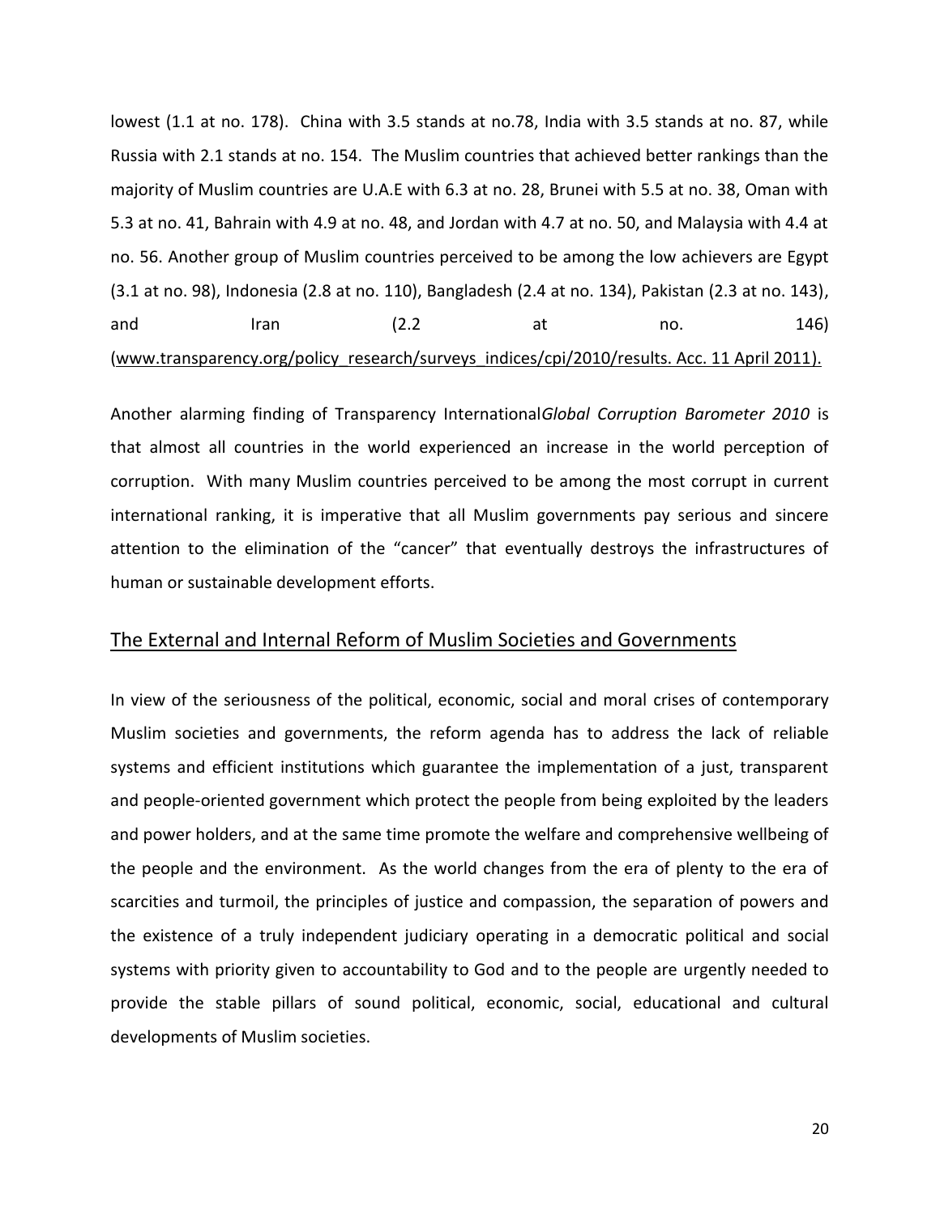lowest (1.1 at no. 178). China with 3.5 stands at no.78, India with 3.5 stands at no. 87, while Russia with 2.1 stands at no. 154. The Muslim countries that achieved better rankings than the majority of Muslim countries are U.A.E with 6.3 at no. 28, Brunei with 5.5 at no. 38, Oman with 5.3 at no. 41, Bahrain with 4.9 at no. 48, and Jordan with 4.7 at no. 50, and Malaysia with 4.4 at no. 56. Another group of Muslim countries perceived to be among the low achievers are Egypt (3.1 at no. 98), Indonesia (2.8 at no. 110), Bangladesh (2.4 at no. 134), Pakistan (2.3 at no. 143), and Iran (2.2 at no. 146) (www.transparency.org/policy_research/surveys_indices/cpi/2010/results. Acc. 11 April 2011).

Another alarming finding of Transparency International*Global Corruption Barometer 2010* is that almost all countries in the world experienced an increase in the world perception of corruption. With many Muslim countries perceived to be among the most corrupt in current international ranking, it is imperative that all Muslim governments pay serious and sincere attention to the elimination of the "cancer" that eventually destroys the infrastructures of human or sustainable development efforts.

## The External and Internal Reform of Muslim Societies and Governments

In view of the seriousness of the political, economic, social and moral crises of contemporary Muslim societies and governments, the reform agenda has to address the lack of reliable systems and efficient institutions which guarantee the implementation of a just, transparent and people-oriented government which protect the people from being exploited by the leaders and power holders, and at the same time promote the welfare and comprehensive wellbeing of the people and the environment. As the world changes from the era of plenty to the era of scarcities and turmoil, the principles of justice and compassion, the separation of powers and the existence of a truly independent judiciary operating in a democratic political and social systems with priority given to accountability to God and to the people are urgently needed to provide the stable pillars of sound political, economic, social, educational and cultural developments of Muslim societies.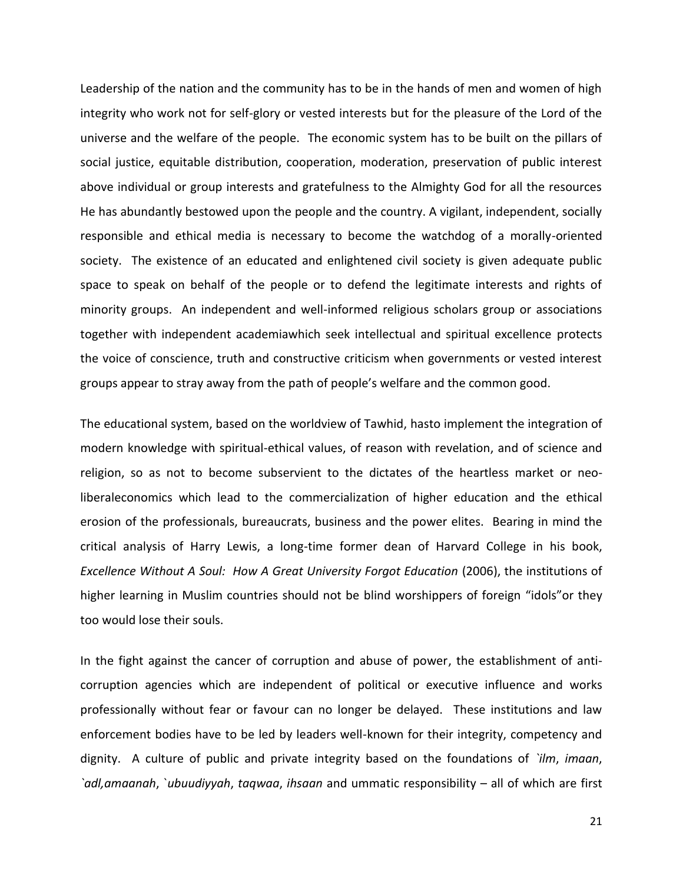Leadership of the nation and the community has to be in the hands of men and women of high integrity who work not for self-glory or vested interests but for the pleasure of the Lord of the universe and the welfare of the people. The economic system has to be built on the pillars of social justice, equitable distribution, cooperation, moderation, preservation of public interest above individual or group interests and gratefulness to the Almighty God for all the resources He has abundantly bestowed upon the people and the country. A vigilant, independent, socially responsible and ethical media is necessary to become the watchdog of a morally-oriented society. The existence of an educated and enlightened civil society is given adequate public space to speak on behalf of the people or to defend the legitimate interests and rights of minority groups. An independent and well-informed religious scholars group or associations together with independent academiawhich seek intellectual and spiritual excellence protects the voice of conscience, truth and constructive criticism when governments or vested interest groups appear to stray away from the path of people's welfare and the common good.

The educational system, based on the worldview of Tawhid, hasto implement the integration of modern knowledge with spiritual-ethical values, of reason with revelation, and of science and religion, so as not to become subservient to the dictates of the heartless market or neo-liberaleconomics which lead to the commercialization of higher education and the ethical erosion of the professionals, bureaucrats, business and the power elites. Bearing in mind the critical analysis of Harry Lewis, a long-time former dean of Harvard College in his book, *Excellence Without A Soul: How A Great University Forgot Education* (2006), the institutions of higher learning in Muslim countries should not be blind worshippers of foreign "idols"or they too would lose their souls.

In the fight against the cancer of corruption and abuse of power, the establishment of anti-corruption agencies which are independent of political or executive influence and works professionally without fear or favour can no longer be delayed. These institutions and law enforcement bodies have to be led by leaders well-known for their integrity, competency and dignity. A culture of public and private integrity based on the foundations of *`ilm*, *imaan*, *`adl,amaanah*, *`ubuudiyyah*, *taqwaa*, *ihsaan* and ummatic responsibility – all of which are first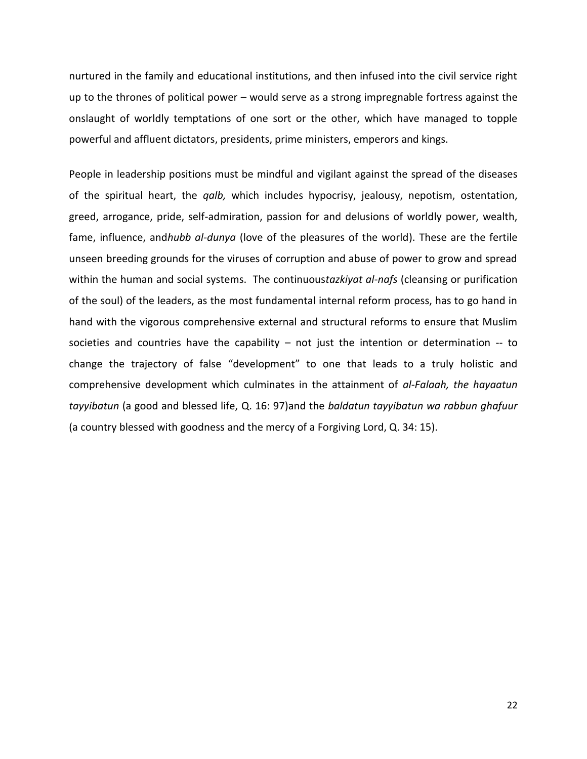nurtured in the family and educational institutions, and then infused into the civil service right up to the thrones of political power – would serve as a strong impregnable fortress against the onslaught of worldly temptations of one sort or the other, which have managed to topple powerful and affluent dictators, presidents, prime ministers, emperors and kings.

People in leadership positions must be mindful and vigilant against the spread of the diseases of the spiritual heart, the *qalb,* which includes hypocrisy, jealousy, nepotism, ostentation, greed, arrogance, pride, self-admiration, passion for and delusions of worldly power, wealth, fame, influence, and*hubb al-dunya* (love of the pleasures of the world). These are the fertile unseen breeding grounds for the viruses of corruption and abuse of power to grow and spread within the human and social systems. The continuous*tazkiyat al-nafs* (cleansing or purification of the soul) of the leaders, as the most fundamental internal reform process, has to go hand in hand with the vigorous comprehensive external and structural reforms to ensure that Muslim societies and countries have the capability – not just the intention or determination -- to change the trajectory of false "development" to one that leads to a truly holistic and comprehensive development which culminates in the attainment of *al-Falaah, the hayaatun tayyibatun* (a good and blessed life, Q. 16: 97)and the *baldatun tayyibatun wa rabbun ghafuur* (a country blessed with goodness and the mercy of a Forgiving Lord, Q. 34: 15).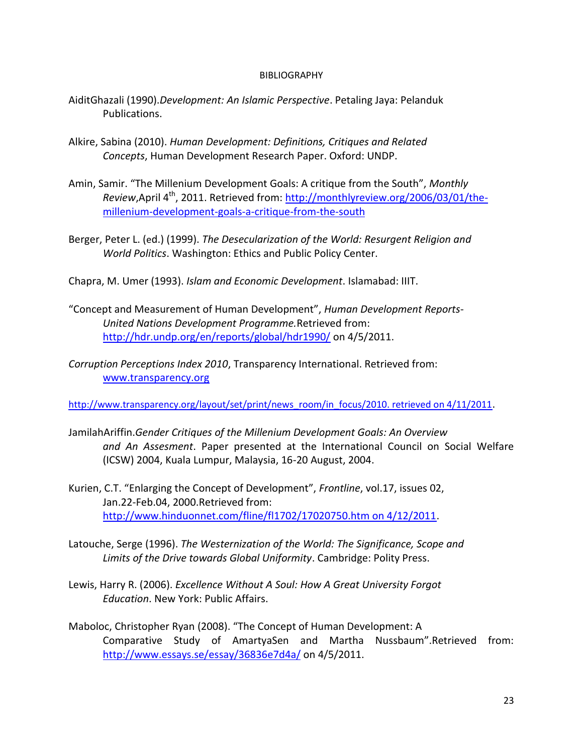BIBLIOGRAPHY

AiditGhazali (1990).*Development: An Islamic Perspective*. Petaling Jaya: Pelanduk Publications.

Alkire, Sabina (2010). *Human Development: Definitions, Critiques and Related Concepts*, Human Development Research Paper. Oxford: UNDP.

Amin, Samir. "The Millenium Development Goals: A critique from the South", *Monthly Review*,April 4th, 2011. Retrieved from: http://monthlyreview.org/2006/03/01/the-millenium-development-goals-a-critique-from-the-south

Berger, Peter L. (ed.) (1999). *The Desecularization of the World: Resurgent Religion and World Politics*. Washington: Ethics and Public Policy Center.

Chapra, M. Umer (1993). *Islam and Economic Development*. Islamabad: IIIT.

"Concept and Measurement of Human Development", *Human Development Reports-United Nations Development Programme.*Retrieved from: http://hdr.undp.org/en/reports/global/hdr1990/ on 4/5/2011.

*Corruption Perceptions Index 2010*, Transparency International. Retrieved from: www.transparency.org

http://www.transparency.org/layout/set/print/news_room/in_focus/2010. retrieved on 4/11/2011.

JamilahAriffin.*Gender Critiques of the Millenium Development Goals: An Overview and An Assesment*. Paper presented at the International Council on Social Welfare (ICSW) 2004, Kuala Lumpur, Malaysia, 16-20 August, 2004.

Kurien, C.T. "Enlarging the Concept of Development", *Frontline*, vol.17, issues 02, Jan.22-Feb.04, 2000.Retrieved from: http://www.hinduonnet.com/fline/fl1702/17020750.htm on 4/12/2011.

Latouche, Serge (1996). *The Westernization of the World: The Significance, Scope and Limits of the Drive towards Global Uniformity*. Cambridge: Polity Press.

Lewis, Harry R. (2006). *Excellence Without A Soul: How A Great University Forgot Education*. New York: Public Affairs.

Maboloc, Christopher Ryan (2008). "The Concept of Human Development: A Comparative Study of AmartyaSen and Martha Nussbaum".Retrieved from: http://www.essays.se/essay/36836e7d4a/ on 4/5/2011.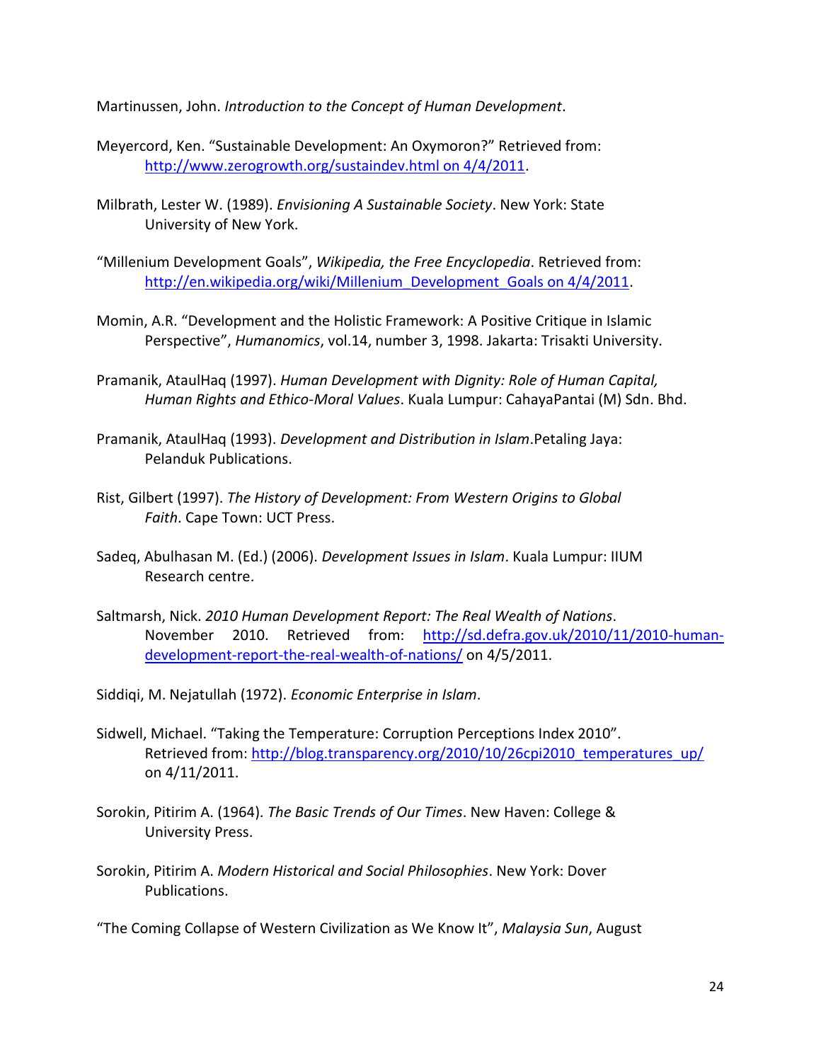Martinussen, John. *Introduction to the Concept of Human Development*.

Meyercord, Ken. "Sustainable Development: An Oxymoron?" Retrieved from: http://www.zerogrowth.org/sustaindev.html on 4/4/2011.

Milbrath, Lester W. (1989). *Envisioning A Sustainable Society*. New York: State University of New York.

"Millenium Development Goals", *Wikipedia, the Free Encyclopedia*. Retrieved from: http://en.wikipedia.org/wiki/Millenium_Development_Goals on 4/4/2011.

Momin, A.R. "Development and the Holistic Framework: A Positive Critique in Islamic Perspective", *Humanomics*, vol.14, number 3, 1998. Jakarta: Trisakti University.

Pramanik, AtaulHaq (1997). *Human Development with Dignity: Role of Human Capital, Human Rights and Ethico-Moral Values*. Kuala Lumpur: CahayaPantai (M) Sdn. Bhd.

Pramanik, AtaulHaq (1993). *Development and Distribution in Islam*.Petaling Jaya: Pelanduk Publications.

Rist, Gilbert (1997). *The History of Development: From Western Origins to Global Faith*. Cape Town: UCT Press.

Sadeq, Abulhasan M. (Ed.) (2006). *Development Issues in Islam*. Kuala Lumpur: IIUM Research centre.

Saltmarsh, Nick. *2010 Human Development Report: The Real Wealth of Nations*. November 2010. Retrieved from: http://sd.defra.gov.uk/2010/11/2010-human-development-report-the-real-wealth-of-nations/ on 4/5/2011.

Siddiqi, M. Nejatullah (1972). *Economic Enterprise in Islam*.

Sidwell, Michael. "Taking the Temperature: Corruption Perceptions Index 2010". Retrieved from: http://blog.transparency.org/2010/10/26cpi2010_temperatures_up/ on 4/11/2011.

Sorokin, Pitirim A. (1964). *The Basic Trends of Our Times*. New Haven: College & University Press.

Sorokin, Pitirim A. *Modern Historical and Social Philosophies*. New York: Dover Publications.

"The Coming Collapse of Western Civilization as We Know It", *Malaysia Sun*, August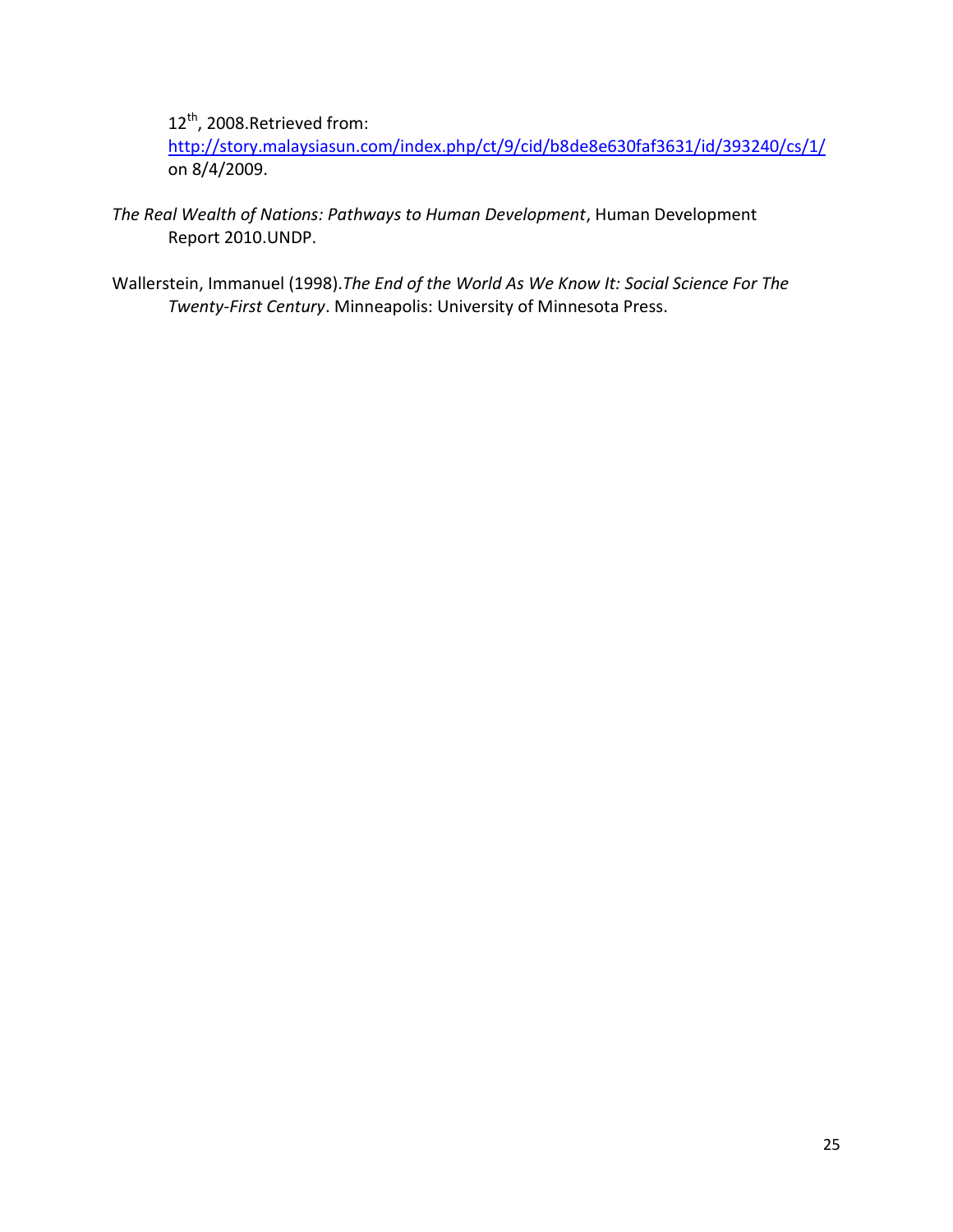12th, 2008.Retrieved from: http://story.malaysiasun.com/index.php/ct/9/cid/b8de8e630faf3631/id/393240/cs/1/ on 8/4/2009.

*The Real Wealth of Nations: Pathways to Human Development*, Human Development Report 2010.UNDP.

Wallerstein, Immanuel (1998).*The End of the World As We Know It: Social Science For The Twenty-First Century*. Minneapolis: University of Minnesota Press.